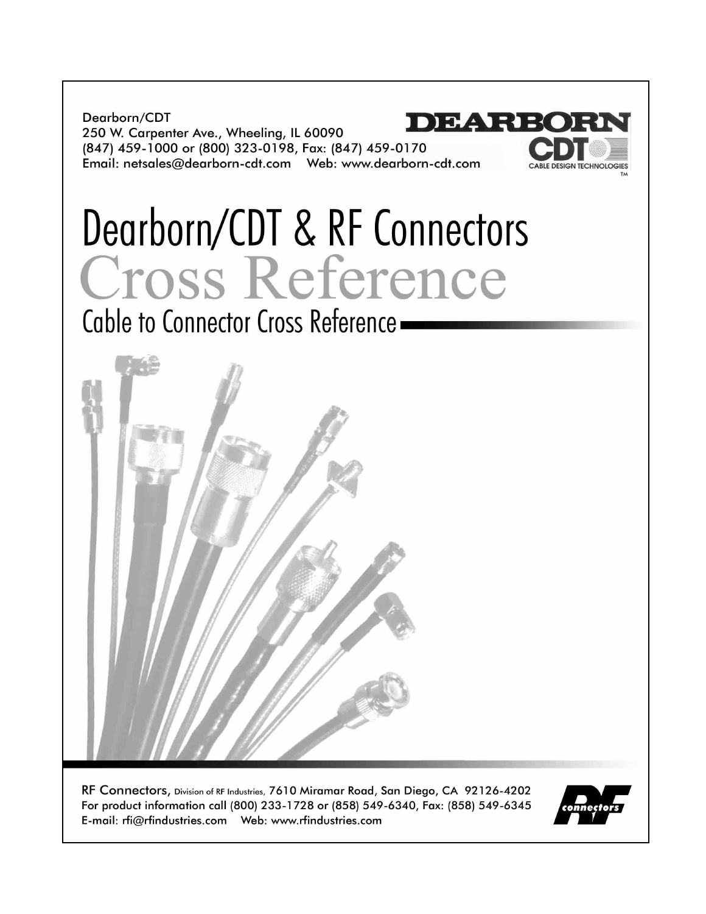Dearborn/CDT
250 W. Carpenter Ave., Wheeling, IL 60090
(847) 459-1000 or (800) 323-0198, Fax: (847) 459-0170
Email: netsales@dearborn-cdt.com Web: www.dearborn-cdt.com

DEARBORN CDT CABLE DESIGN TECHNOLOGIES™

# Dearborn/CDT & RF Connectors Cross Reference

## Cable to Connector Cross Reference

RF Connectors, Division of RF Industries, 7610 Miramar Road, San Diego, CA 92126-4202
For product information call (800) 233-1728 or (858) 549-6340, Fax: (858) 549-6345
E-mail: rfi@rfindustries.com Web: www.rfindustries.com

RF connectors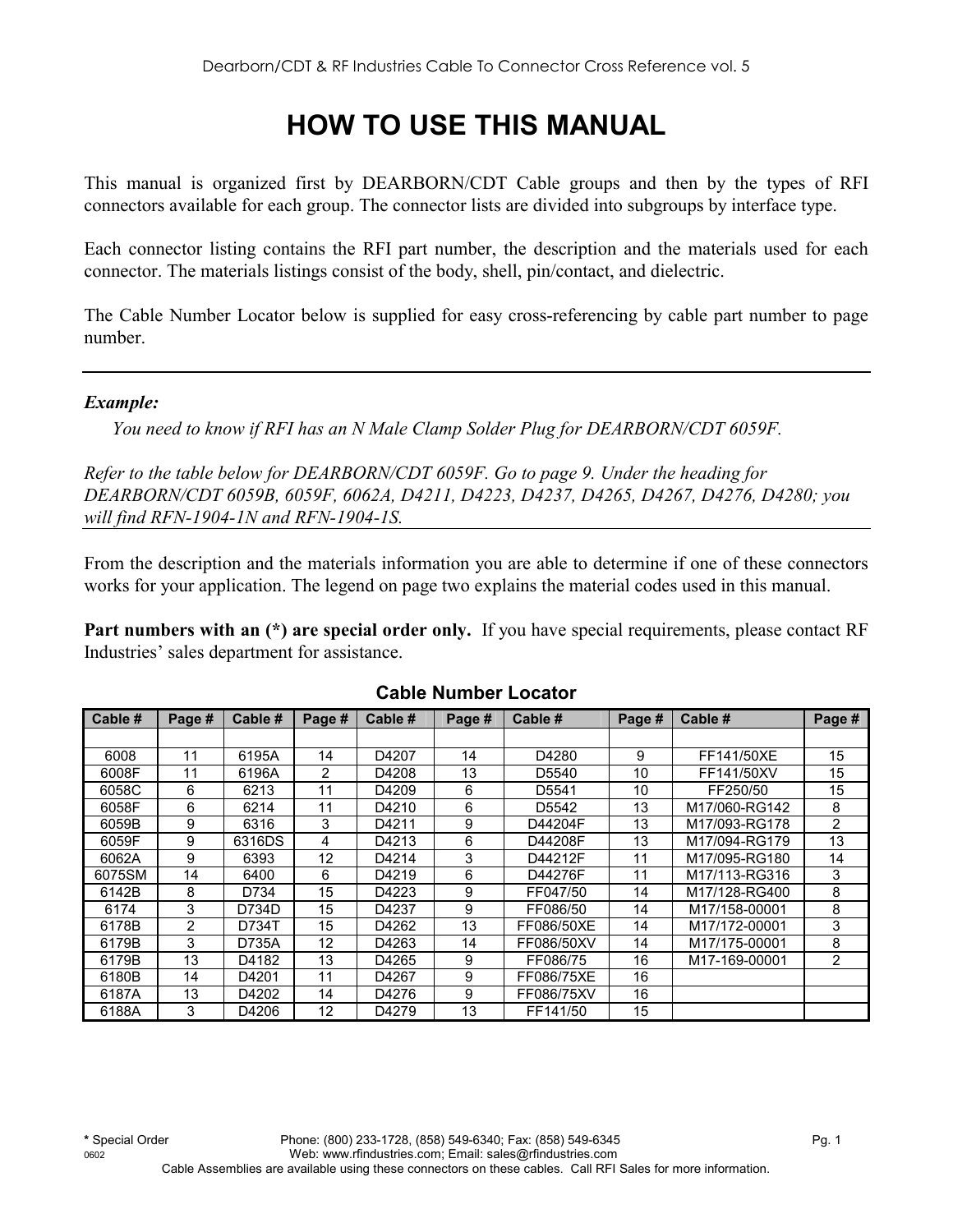# HOW TO USE THIS MANUAL

This manual is organized first by DEARBORN/CDT Cable groups and then by the types of RFI connectors available for each group. The connector lists are divided into subgroups by interface type.

Each connector listing contains the RFI part number, the description and the materials used for each connector. The materials listings consist of the body, shell, pin/contact, and dielectric.

The Cable Number Locator below is supplied for easy cross-referencing by cable part number to page number.

---

***Example:***

*You need to know if RFI has an N Male Clamp Solder Plug for DEARBORN/CDT 6059F.*

*Refer to the table below for DEARBORN/CDT 6059F. Go to page 9. Under the heading for DEARBORN/CDT 6059B, 6059F, 6062A, D4211, D4223, D4237, D4265, D4267, D4276, D4280; you will find RFN-1904-1N and RFN-1904-1S.*

---

From the description and the materials information you are able to determine if one of these connectors works for your application. The legend on page two explains the material codes used in this manual.

**Part numbers with an (*) are special order only.** If you have special requirements, please contact RF Industries' sales department for assistance.

### Cable Number Locator

| Cable # | Page # | Cable # | Page # | Cable # | Page # | Cable # | Page # | Cable # | Page # |
|---|---|---|---|---|---|---|---|---|---|
| | | | | | | | | | |
| 6008 | 11 | 6195A | 14 | D4207 | 14 | D4280 | 9 | FF141/50XE | 15 |
| 6008F | 11 | 6196A | 2 | D4208 | 13 | D5540 | 10 | FF141/50XV | 15 |
| 6058C | 6 | 6213 | 11 | D4209 | 6 | D5541 | 10 | FF250/50 | 15 |
| 6058F | 6 | 6214 | 11 | D4210 | 6 | D5542 | 13 | M17/060-RG142 | 8 |
| 6059B | 9 | 6316 | 3 | D4211 | 9 | D44204F | 13 | M17/093-RG178 | 2 |
| 6059F | 9 | 6316DS | 4 | D4213 | 6 | D44208F | 13 | M17/094-RG179 | 13 |
| 6062A | 9 | 6393 | 12 | D4214 | 3 | D44212F | 11 | M17/095-RG180 | 14 |
| 6075SM | 14 | 6400 | 6 | D4219 | 6 | D44276F | 11 | M17/113-RG316 | 3 |
| 6142B | 8 | D734 | 15 | D4223 | 9 | FF047/50 | 14 | M17/128-RG400 | 8 |
| 6174 | 3 | D734D | 15 | D4237 | 9 | FF086/50 | 14 | M17/158-00001 | 8 |
| 6178B | 2 | D734T | 15 | D4262 | 13 | FF086/50XE | 14 | M17/172-00001 | 3 |
| 6179B | 3 | D735A | 12 | D4263 | 14 | FF086/50XV | 14 | M17/175-00001 | 8 |
| 6179B | 13 | D4182 | 13 | D4265 | 9 | FF086/75 | 16 | M17-169-00001 | 2 |
| 6180B | 14 | D4201 | 11 | D4267 | 9 | FF086/75XE | 16 | | |
| 6187A | 13 | D4202 | 14 | D4276 | 9 | FF086/75XV | 16 | | |
| 6188A | 3 | D4206 | 12 | D4279 | 13 | FF141/50 | 15 | | |

\* Special Order

Phone: (800) 233-1728, (858) 549-6340; Fax: (858) 549-6345
Web: www.rfindustries.com; Email: sales@rfindustries.com
Cable Assemblies are available using these connectors on these cables. Call RFI Sales for more information.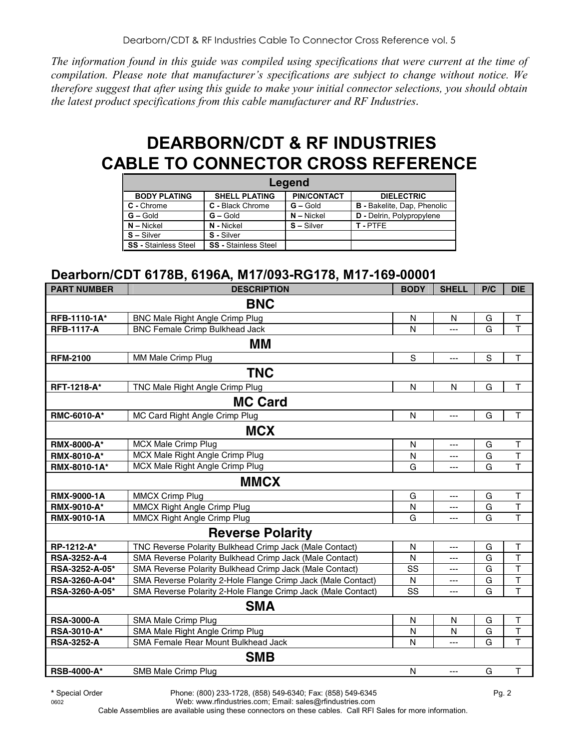*The information found in this guide was compiled using specifications that were current at the time of compilation. Please note that manufacturer's specifications are subject to change without notice. We therefore suggest that after using this guide to make your initial connector selections, you should obtain the latest product specifications from this cable manufacturer and RF Industries.*

# DEARBORN/CDT & RF INDUSTRIES CABLE TO CONNECTOR CROSS REFERENCE

| Legend | | | |
|---|---|---|---|
| **BODY PLATING** | **SHELL PLATING** | **PIN/CONTACT** | **DIELECTRIC** |
| **C -** Chrome | **C -** Black Chrome | **G –** Gold | **B -** Bakelite, Dap, Phenolic |
| **G –** Gold | **G –** Gold | **N –** Nickel | **D -** Delrin, Polypropylene |
| **N –** Nickel | **N -** Nickel | **S –** Silver | **T -** PTFE |
| **S –** Silver | **S -** Silver | | |
| **SS -** Stainless Steel | **SS -** Stainless Steel | | |

## Dearborn/CDT 6178B, 6196A, M17/093-RG178, M17-169-00001

| PART NUMBER | DESCRIPTION | BODY | SHELL | P/C | DIE |
|---|---|---|---|---|---|
| | **BNC** | | | | |
| **RFB-1110-1A*** | BNC Male Right Angle Crimp Plug | N | N | G | T |
| **RFB-1117-A** | BNC Female Crimp Bulkhead Jack | N | --- | G | T |
| | **MM** | | | | |
| **RFM-2100** | MM Male Crimp Plug | S | --- | S | T |
| | **TNC** | | | | |
| **RFT-1218-A*** | TNC Male Right Angle Crimp Plug | N | N | G | T |
| | **MC Card** | | | | |
| **RMC-6010-A*** | MC Card Right Angle Crimp Plug | N | --- | G | T |
| | **MCX** | | | | |
| **RMX-8000-A*** | MCX Male Crimp Plug | N | --- | G | T |
| **RMX-8010-A*** | MCX Male Right Angle Crimp Plug | N | --- | G | T |
| **RMX-8010-1A*** | MCX Male Right Angle Crimp Plug | G | --- | G | T |
| | **MMCX** | | | | |
| **RMX-9000-1A** | MMCX Crimp Plug | G | --- | G | T |
| **RMX-9010-A*** | MMCX Right Angle Crimp Plug | N | --- | G | T |
| **RMX-9010-1A** | MMCX Right Angle Crimp Plug | G | --- | G | T |
| | **Reverse Polarity** | | | | |
| **RP-1212-A*** | TNC Reverse Polarity Bulkhead Crimp Jack (Male Contact) | N | --- | G | T |
| **RSA-3252-A-4** | SMA Reverse Polarity Bulkhead Crimp Jack (Male Contact) | N | --- | G | T |
| **RSA-3252-A-05*** | SMA Reverse Polarity Bulkhead Crimp Jack (Male Contact) | SS | --- | G | T |
| **RSA-3260-A-04*** | SMA Reverse Polarity 2-Hole Flange Crimp Jack (Male Contact) | N | --- | G | T |
| **RSA-3260-A-05*** | SMA Reverse Polarity 2-Hole Flange Crimp Jack (Male Contact) | SS | --- | G | T |
| | **SMA** | | | | |
| **RSA-3000-A** | SMA Male Crimp Plug | N | N | G | T |
| **RSA-3010-A*** | SMA Male Right Angle Crimp Plug | N | N | G | T |
| **RSA-3252-A** | SMA Female Rear Mount Bulkhead Jack | N | --- | G | T |
| | **SMB** | | | | |
| **RSB-4000-A*** | SMB Male Crimp Plug | N | --- | G | T |

**\*** Special Order Phone: (800) 233-1728, (858) 549-6340; Fax: (858) 549-6345
0602 Web: www.rfindustries.com; Email: sales@rfindustries.com
Cable Assemblies are available using these connectors on these cables. Call RFI Sales for more information.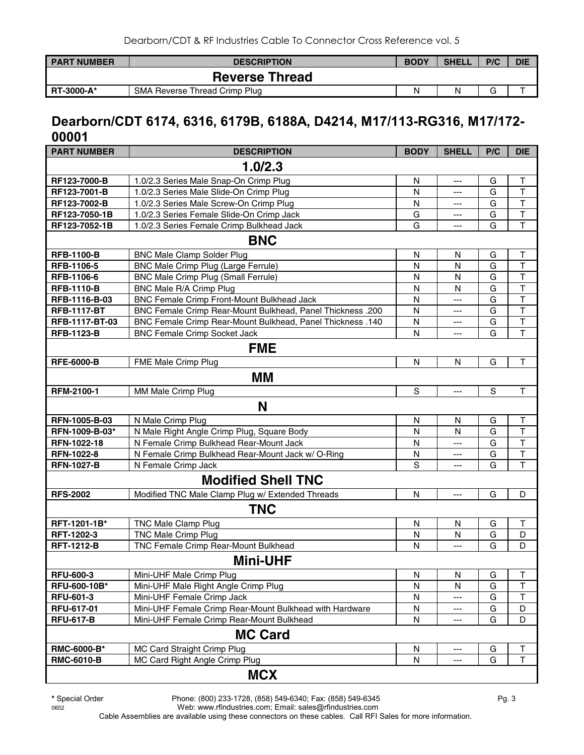| PART NUMBER | DESCRIPTION | BODY | SHELL | P/C | DIE |
|---|---|---|---|---|---|
| **Reverse Thread** | | | | | |
| **RT-3000-A*** | SMA Reverse Thread Crimp Plug | N | N | G | T |

## Dearborn/CDT 6174, 6316, 6179B, 6188A, D4214, M17/113-RG316, M17/172-00001

| PART NUMBER | DESCRIPTION | BODY | SHELL | P/C | DIE |
|---|---|---|---|---|---|
| **1.0/2.3** | | | | | |
| **RF123-7000-B** | 1.0/2.3 Series Male Snap-On Crimp Plug | N | --- | G | T |
| **RF123-7001-B** | 1.0/2.3 Series Male Slide-On Crimp Plug | N | --- | G | T |
| **RF123-7002-B** | 1.0/2.3 Series Male Screw-On Crimp Plug | N | --- | G | T |
| **RF123-7050-1B** | 1.0/2.3 Series Female Slide-On Crimp Jack | G | --- | G | T |
| **RF123-7052-1B** | 1.0/2.3 Series Female Crimp Bulkhead Jack | G | --- | G | T |
| **BNC** | | | | | |
| **RFB-1100-B** | BNC Male Clamp Solder Plug | N | N | G | T |
| **RFB-1106-5** | BNC Male Crimp Plug (Large Ferrule) | N | N | G | T |
| **RFB-1106-6** | BNC Male Crimp Plug (Small Ferrule) | N | N | G | T |
| **RFB-1110-B** | BNC Male R/A Crimp Plug | N | N | G | T |
| **RFB-1116-B-03** | BNC Female Crimp Front-Mount Bulkhead Jack | N | --- | G | T |
| **RFB-1117-BT** | BNC Female Crimp Rear-Mount Bulkhead, Panel Thickness .200 | N | --- | G | T |
| **RFB-1117-BT-03** | BNC Female Crimp Rear-Mount Bulkhead, Panel Thickness .140 | N | --- | G | T |
| **RFB-1123-B** | BNC Female Crimp Socket Jack | N | --- | G | T |
| **FME** | | | | | |
| **RFE-6000-B** | FME Male Crimp Plug | N | N | G | T |
| **MM** | | | | | |
| **RFM-2100-1** | MM Male Crimp Plug | S | --- | S | T |
| **N** | | | | | |
| **RFN-1005-B-03** | N Male Crimp Plug | N | N | G | T |
| **RFN-1009-B-03*** | N Male Right Angle Crimp Plug, Square Body | N | N | G | T |
| **RFN-1022-18** | N Female Crimp Bulkhead Rear-Mount Jack | N | --- | G | T |
| **RFN-1022-8** | N Female Crimp Bulkhead Rear-Mount Jack w/ O-Ring | N | --- | G | T |
| **RFN-1027-B** | N Female Crimp Jack | S | --- | G | T |
| **Modified Shell TNC** | | | | | |
| **RFS-2002** | Modified TNC Male Clamp Plug w/ Extended Threads | N | --- | G | D |
| **TNC** | | | | | |
| **RFT-1201-1B*** | TNC Male Clamp Plug | N | N | G | T |
| **RFT-1202-3** | TNC Male Crimp Plug | N | N | G | D |
| **RFT-1212-B** | TNC Female Crimp Rear-Mount Bulkhead | N | --- | G | D |
| **Mini-UHF** | | | | | |
| **RFU-600-3** | Mini-UHF Male Crimp Plug | N | N | G | T |
| **RFU-600-10B*** | Mini-UHF Male Right Angle Crimp Plug | N | N | G | T |
| **RFU-601-3** | Mini-UHF Female Crimp Jack | N | --- | G | T |
| **RFU-617-01** | Mini-UHF Female Crimp Rear-Mount Bulkhead with Hardware | N | --- | G | D |
| **RFU-617-B** | Mini-UHF Female Crimp Rear-Mount Bulkhead | N | --- | G | D |
| **MC Card** | | | | | |
| **RMC-6000-B*** | MC Card Straight Crimp Plug | N | --- | G | T |
| **RMC-6010-B** | MC Card Right Angle Crimp Plug | N | --- | G | T |
| **MCX** | | | | | |

**\*** Special Order

Phone: (800) 233-1728, (858) 549-6340; Fax: (858) 549-6345
Web: www.rfindustries.com; Email: sales@rfindustries.com

Cable Assemblies are available using these connectors on these cables. Call RFI Sales for more information.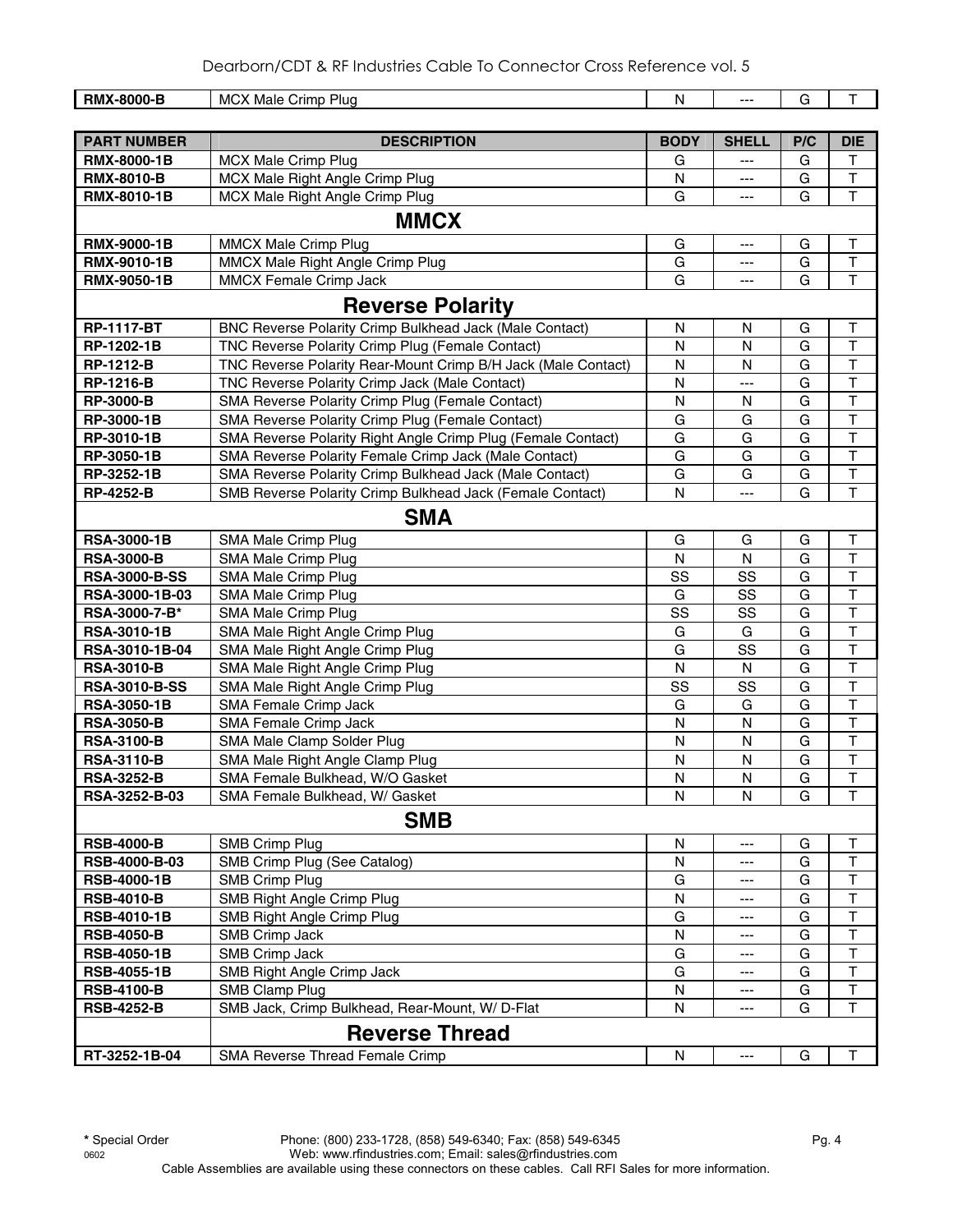| RMX-8000-B | MCX Male Crimp Plug | N | --- | G | T |
|---|---|---|---|---|---|

| PART NUMBER | DESCRIPTION | BODY | SHELL | P/C | DIE |
|---|---|---|---|---|---|
| RMX-8000-1B | MCX Male Crimp Plug | G | --- | G | T |
| RMX-8010-B | MCX Male Right Angle Crimp Plug | N | --- | G | T |
| RMX-8010-1B | MCX Male Right Angle Crimp Plug | G | --- | G | T |
| | **MMCX** | | | | |
| RMX-9000-1B | MMCX Male Crimp Plug | G | --- | G | T |
| RMX-9010-1B | MMCX Male Right Angle Crimp Plug | G | --- | G | T |
| RMX-9050-1B | MMCX Female Crimp Jack | G | --- | G | T |
| | **Reverse Polarity** | | | | |
| RP-1117-BT | BNC Reverse Polarity Crimp Bulkhead Jack (Male Contact) | N | N | G | T |
| RP-1202-1B | TNC Reverse Polarity Crimp Plug (Female Contact) | N | N | G | T |
| RP-1212-B | TNC Reverse Polarity Rear-Mount Crimp B/H Jack (Male Contact) | N | N | G | T |
| RP-1216-B | TNC Reverse Polarity Crimp Jack (Male Contact) | N | --- | G | T |
| RP-3000-B | SMA Reverse Polarity Crimp Plug (Female Contact) | N | N | G | T |
| RP-3000-1B | SMA Reverse Polarity Crimp Plug (Female Contact) | G | G | G | T |
| RP-3010-1B | SMA Reverse Polarity Right Angle Crimp Plug (Female Contact) | G | G | G | T |
| RP-3050-1B | SMA Reverse Polarity Female Crimp Jack (Male Contact) | G | G | G | T |
| RP-3252-1B | SMA Reverse Polarity Crimp Bulkhead Jack (Male Contact) | G | G | G | T |
| RP-4252-B | SMB Reverse Polarity Crimp Bulkhead Jack (Female Contact) | N | --- | G | T |
| | **SMA** | | | | |
| RSA-3000-1B | SMA Male Crimp Plug | G | G | G | T |
| RSA-3000-B | SMA Male Crimp Plug | N | N | G | T |
| RSA-3000-B-SS | SMA Male Crimp Plug | SS | SS | G | T |
| RSA-3000-1B-03 | SMA Male Crimp Plug | G | SS | G | T |
| RSA-3000-7-B* | SMA Male Crimp Plug | SS | SS | G | T |
| RSA-3010-1B | SMA Male Right Angle Crimp Plug | G | G | G | T |
| RSA-3010-1B-04 | SMA Male Right Angle Crimp Plug | G | SS | G | T |
| RSA-3010-B | SMA Male Right Angle Crimp Plug | N | N | G | T |
| RSA-3010-B-SS | SMA Male Right Angle Crimp Plug | SS | SS | G | T |
| RSA-3050-1B | SMA Female Crimp Jack | G | G | G | T |
| RSA-3050-B | SMA Female Crimp Jack | N | N | G | T |
| RSA-3100-B | SMA Male Clamp Solder Plug | N | N | G | T |
| RSA-3110-B | SMA Male Right Angle Clamp Plug | N | N | G | T |
| RSA-3252-B | SMA Female Bulkhead, W/O Gasket | N | N | G | T |
| RSA-3252-B-03 | SMA Female Bulkhead, W/ Gasket | N | N | G | T |
| | **SMB** | | | | |
| RSB-4000-B | SMB Crimp Plug | N | --- | G | T |
| RSB-4000-B-03 | SMB Crimp Plug (See Catalog) | N | --- | G | T |
| RSB-4000-1B | SMB Crimp Plug | G | --- | G | T |
| RSB-4010-B | SMB Right Angle Crimp Plug | N | --- | G | T |
| RSB-4010-1B | SMB Right Angle Crimp Plug | G | --- | G | T |
| RSB-4050-B | SMB Crimp Jack | N | --- | G | T |
| RSB-4050-1B | SMB Crimp Jack | G | --- | G | T |
| RSB-4055-1B | SMB Right Angle Crimp Jack | G | --- | G | T |
| RSB-4100-B | SMB Clamp Plug | N | --- | G | T |
| RSB-4252-B | SMB Jack, Crimp Bulkhead, Rear-Mount, W/ D-Flat | N | --- | G | T |
| | **Reverse Thread** | | | | |
| RT-3252-1B-04 | SMA Reverse Thread Female Crimp | N | --- | G | T |

* Special Order

Phone: (800) 233-1728, (858) 549-6340; Fax: (858) 549-6345
Web: www.rfindustries.com; Email: sales@rfindustries.com
Cable Assemblies are available using these connectors on these cables. Call RFI Sales for more information.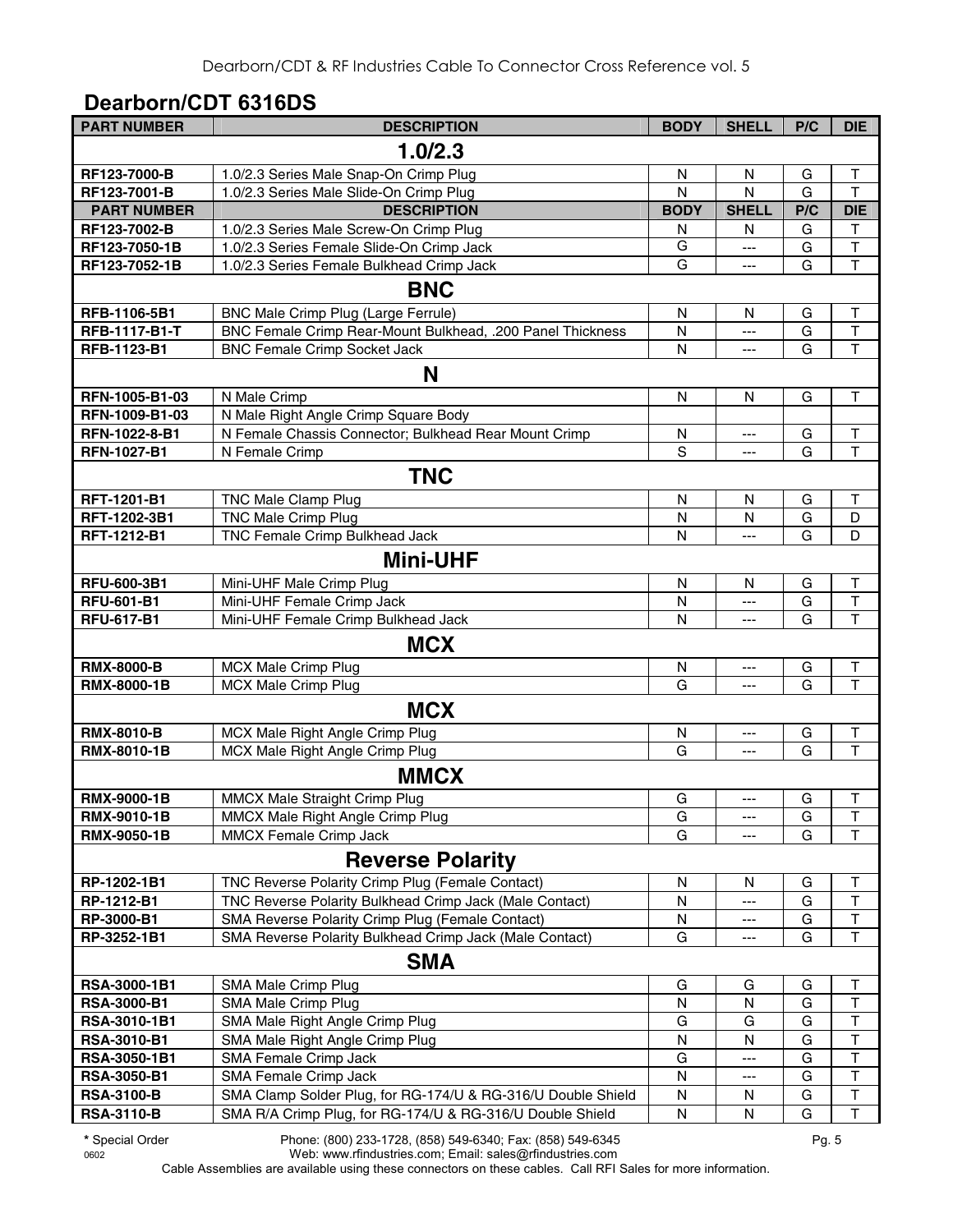## Dearborn/CDT 6316DS

| PART NUMBER | DESCRIPTION | BODY | SHELL | P/C | DIE |
|---|---|---|---|---|---|
| | **1.0/2.3** | | | | |
| RF123-7000-B | 1.0/2.3 Series Male Snap-On Crimp Plug | N | N | G | T |
| RF123-7001-B | 1.0/2.3 Series Male Slide-On Crimp Plug | N | N | G | T |
| **PART NUMBER** | **DESCRIPTION** | **BODY** | **SHELL** | **P/C** | **DIE** |
| RF123-7002-B | 1.0/2.3 Series Male Screw-On Crimp Plug | N | N | G | T |
| RF123-7050-1B | 1.0/2.3 Series Female Slide-On Crimp Jack | G | --- | G | T |
| RF123-7052-1B | 1.0/2.3 Series Female Bulkhead Crimp Jack | G | --- | G | T |
| | **BNC** | | | | |
| RFB-1106-5B1 | BNC Male Crimp Plug (Large Ferrule) | N | N | G | T |
| RFB-1117-B1-T | BNC Female Crimp Rear-Mount Bulkhead, .200 Panel Thickness | N | --- | G | T |
| RFB-1123-B1 | BNC Female Crimp Socket Jack | N | --- | G | T |
| | **N** | | | | |
| RFN-1005-B1-03 | N Male Crimp | N | N | G | T |
| RFN-1009-B1-03 | N Male Right Angle Crimp Square Body | | | | |
| RFN-1022-8-B1 | N Female Chassis Connector; Bulkhead Rear Mount Crimp | N | --- | G | T |
| RFN-1027-B1 | N Female Crimp | S | --- | G | T |
| | **TNC** | | | | |
| RFT-1201-B1 | TNC Male Clamp Plug | N | N | G | T |
| RFT-1202-3B1 | TNC Male Crimp Plug | N | N | G | D |
| RFT-1212-B1 | TNC Female Crimp Bulkhead Jack | N | --- | G | D |
| | **Mini-UHF** | | | | |
| RFU-600-3B1 | Mini-UHF Male Crimp Plug | N | N | G | T |
| RFU-601-B1 | Mini-UHF Female Crimp Jack | N | --- | G | T |
| RFU-617-B1 | Mini-UHF Female Crimp Bulkhead Jack | N | --- | G | T |
| | **MCX** | | | | |
| RMX-8000-B | MCX Male Crimp Plug | N | --- | G | T |
| RMX-8000-1B | MCX Male Crimp Plug | G | --- | G | T |
| | **MCX** | | | | |
| RMX-8010-B | MCX Male Right Angle Crimp Plug | N | --- | G | T |
| RMX-8010-1B | MCX Male Right Angle Crimp Plug | G | --- | G | T |
| | **MMCX** | | | | |
| RMX-9000-1B | MMCX Male Straight Crimp Plug | G | --- | G | T |
| RMX-9010-1B | MMCX Male Right Angle Crimp Plug | G | --- | G | T |
| RMX-9050-1B | MMCX Female Crimp Jack | G | --- | G | T |
| | **Reverse Polarity** | | | | |
| RP-1202-1B1 | TNC Reverse Polarity Crimp Plug (Female Contact) | N | N | G | T |
| RP-1212-B1 | TNC Reverse Polarity Bulkhead Crimp Jack (Male Contact) | N | --- | G | T |
| RP-3000-B1 | SMA Reverse Polarity Crimp Plug (Female Contact) | N | --- | G | T |
| RP-3252-1B1 | SMA Reverse Polarity Bulkhead Crimp Jack (Male Contact) | G | --- | G | T |
| | **SMA** | | | | |
| RSA-3000-1B1 | SMA Male Crimp Plug | G | G | G | T |
| RSA-3000-B1 | SMA Male Crimp Plug | N | N | G | T |
| RSA-3010-1B1 | SMA Male Right Angle Crimp Plug | G | G | G | T |
| RSA-3010-B1 | SMA Male Right Angle Crimp Plug | N | N | G | T |
| RSA-3050-1B1 | SMA Female Crimp Jack | G | --- | G | T |
| RSA-3050-B1 | SMA Female Crimp Jack | N | --- | G | T |
| RSA-3100-B | SMA Clamp Solder Plug, for RG-174/U & RG-316/U Double Shield | N | N | G | T |
| RSA-3110-B | SMA R/A Crimp Plug, for RG-174/U & RG-316/U Double Shield | N | N | G | T |

* Special Order

0602

Phone: (800) 233-1728, (858) 549-6340; Fax: (858) 549-6345
Web: www.rfindustries.com; Email: sales@rfindustries.com
Cable Assemblies are available using these connectors on these cables. Call RFI Sales for more information.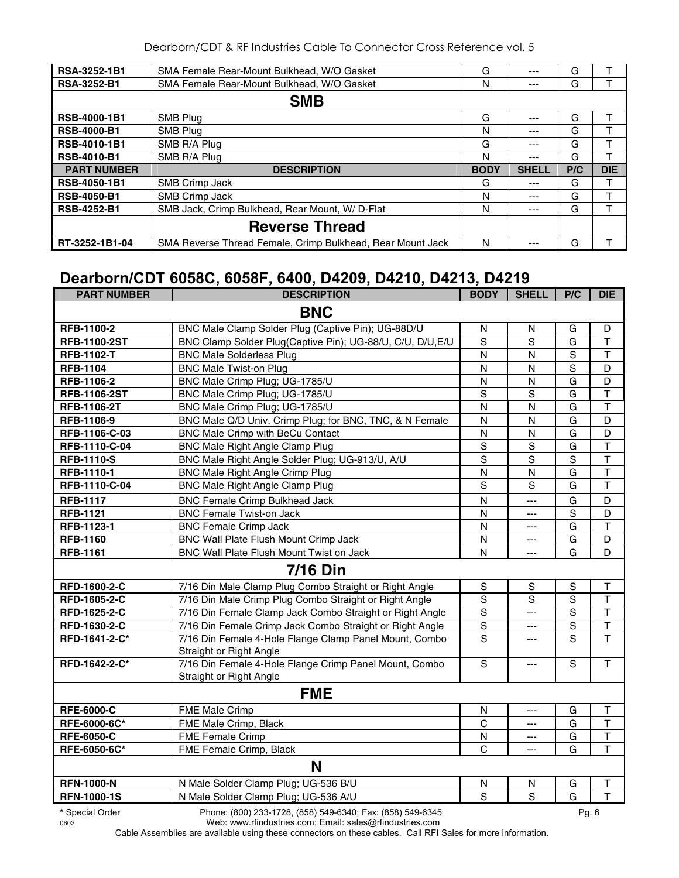| RSA-3252-1B1 | SMA Female Rear-Mount Bulkhead, W/O Gasket | G | --- | G | T |
|---|---|---|---|---|---|
| RSA-3252-B1 | SMA Female Rear-Mount Bulkhead, W/O Gasket | N | --- | G | T |
| | **SMB** | | | | |
| RSB-4000-1B1 | SMB Plug | G | --- | G | T |
| RSB-4000-B1 | SMB Plug | N | --- | G | T |
| RSB-4010-1B1 | SMB R/A Plug | G | --- | G | T |
| RSB-4010-B1 | SMB R/A Plug | N | --- | G | T |
| **PART NUMBER** | **DESCRIPTION** | **BODY** | **SHELL** | **P/C** | **DIE** |
| RSB-4050-1B1 | SMB Crimp Jack | G | --- | G | T |
| RSB-4050-B1 | SMB Crimp Jack | N | --- | G | T |
| RSB-4252-B1 | SMB Jack, Crimp Bulkhead, Rear Mount, W/ D-Flat | N | --- | G | T |
| | **Reverse Thread** | | | | |
| RT-3252-1B1-04 | SMA Reverse Thread Female, Crimp Bulkhead, Rear Mount Jack | N | --- | G | T |

## Dearborn/CDT 6058C, 6058F, 6400, D4209, D4210, D4213, D4219

| PART NUMBER | DESCRIPTION | BODY | SHELL | P/C | DIE |
|---|---|---|---|---|---|
| | **BNC** | | | | |
| RFB-1100-2 | BNC Male Clamp Solder Plug (Captive Pin); UG-88D/U | N | N | G | D |
| RFB-1100-2ST | BNC Clamp Solder Plug(Captive Pin); UG-88/U, C/U, D/U,E/U | S | S | G | T |
| RFB-1102-T | BNC Male Solderless Plug | N | N | S | T |
| RFB-1104 | BNC Male Twist-on Plug | N | N | S | D |
| RFB-1106-2 | BNC Male Crimp Plug; UG-1785/U | N | N | G | D |
| RFB-1106-2ST | BNC Male Crimp Plug; UG-1785/U | S | S | G | T |
| RFB-1106-2T | BNC Male Crimp Plug; UG-1785/U | N | N | G | T |
| RFB-1106-9 | BNC Male Q/D Univ. Crimp Plug; for BNC, TNC, & N Female | N | N | G | D |
| RFB-1106-C-03 | BNC Male Crimp with BeCu Contact | N | N | G | D |
| RFB-1110-C-04 | BNC Male Right Angle Clamp Plug | S | S | G | T |
| RFB-1110-S | BNC Male Right Angle Solder Plug; UG-913/U, A/U | S | S | S | T |
| RFB-1110-1 | BNC Male Right Angle Crimp Plug | N | N | G | T |
| RFB-1110-C-04 | BNC Male Right Angle Clamp Plug | S | S | G | T |
| RFB-1117 | BNC Female Crimp Bulkhead Jack | N | --- | G | D |
| RFB-1121 | BNC Female Twist-on Jack | N | --- | S | D |
| RFB-1123-1 | BNC Female Crimp Jack | N | --- | G | T |
| RFB-1160 | BNC Wall Plate Flush Mount Crimp Jack | N | --- | G | D |
| RFB-1161 | BNC Wall Plate Flush Mount Twist on Jack | N | --- | G | D |
| | **7/16 Din** | | | | |
| RFD-1600-2-C | 7/16 Din Male Clamp Plug Combo Straight or Right Angle | S | S | S | T |
| RFD-1605-2-C | 7/16 Din Male Crimp Plug Combo Straight or Right Angle | S | S | S | T |
| RFD-1625-2-C | 7/16 Din Female Clamp Jack Combo Straight or Right Angle | S | --- | S | T |
| RFD-1630-2-C | 7/16 Din Female Crimp Jack Combo Straight or Right Angle | S | --- | S | T |
| RFD-1641-2-C* | 7/16 Din Female 4-Hole Flange Clamp Panel Mount, Combo Straight or Right Angle | S | --- | S | T |
| RFD-1642-2-C* | 7/16 Din Female 4-Hole Flange Crimp Panel Mount, Combo Straight or Right Angle | S | --- | S | T |
| | **FME** | | | | |
| RFE-6000-C | FME Male Crimp | N | --- | G | T |
| RFE-6000-6C* | FME Male Crimp, Black | C | --- | G | T |
| RFE-6050-C | FME Female Crimp | N | --- | G | T |
| RFE-6050-6C* | FME Female Crimp, Black | C | --- | G | T |
| | **N** | | | | |
| RFN-1000-N | N Male Solder Clamp Plug; UG-536 B/U | N | N | G | T |
| RFN-1000-1S | N Male Solder Clamp Plug; UG-536 A/U | S | S | G | T |

* Special Order Phone: (800) 233-1728, (858) 549-6340; Fax: (858) 549-6345

Web: www.rfindustries.com; Email: sales@rfindustries.com

Cable Assemblies are available using these connectors on these cables. Call RFI Sales for more information.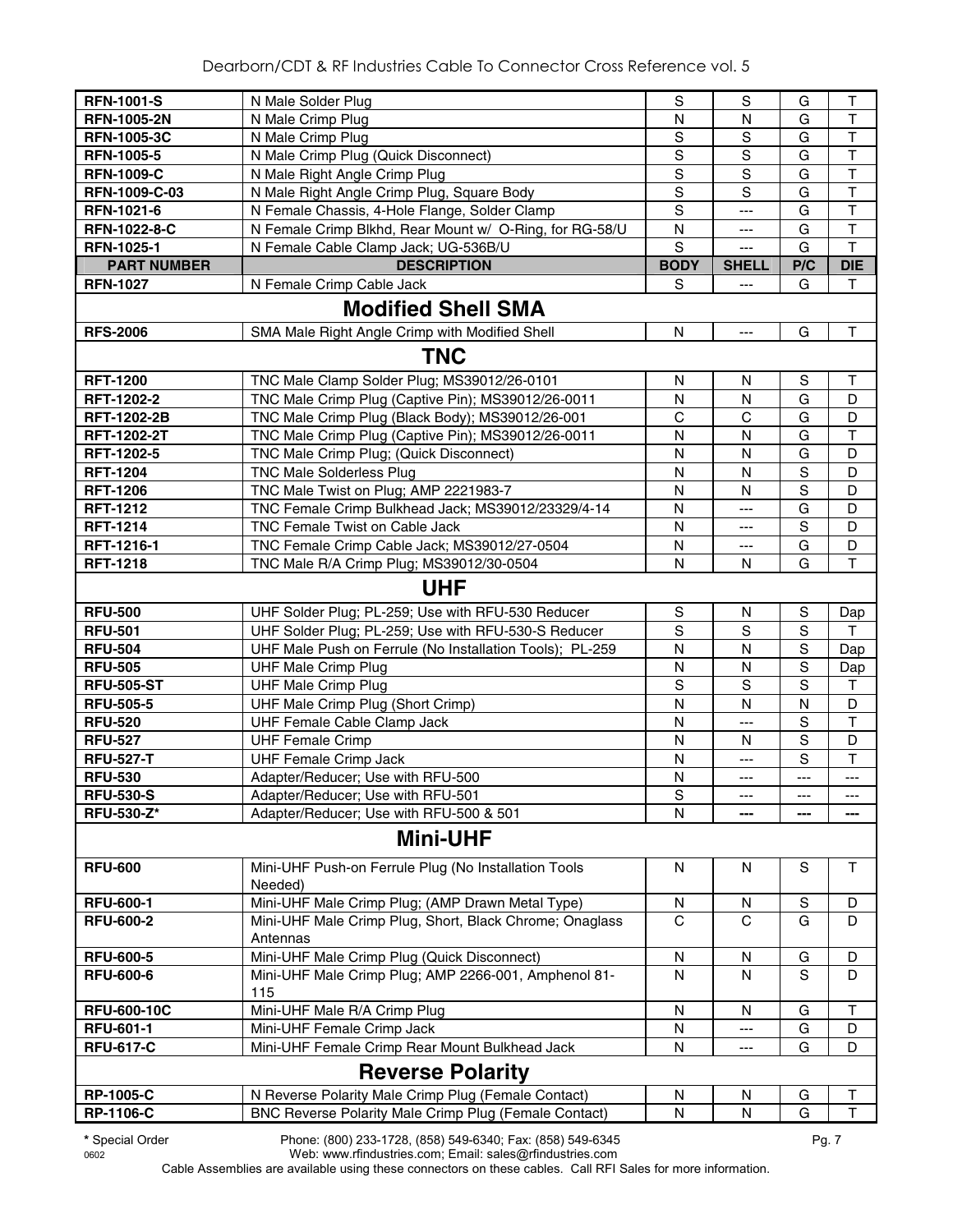| RFN-1001-S | N Male Solder Plug | S | S | G | T |
|---|---|---|---|---|---|
| RFN-1005-2N | N Male Crimp Plug | N | N | G | T |
| RFN-1005-3C | N Male Crimp Plug | S | S | G | T |
| RFN-1005-5 | N Male Crimp Plug (Quick Disconnect) | S | S | G | T |
| RFN-1009-C | N Male Right Angle Crimp Plug | S | S | G | T |
| RFN-1009-C-03 | N Male Right Angle Crimp Plug, Square Body | S | S | G | T |
| RFN-1021-6 | N Female Chassis, 4-Hole Flange, Solder Clamp | S | --- | G | T |
| RFN-1022-8-C | N Female Crimp Blkhd, Rear Mount w/ O-Ring, for RG-58/U | N | --- | G | T |
| RFN-1025-1 | N Female Cable Clamp Jack; UG-536B/U | S | --- | G | T |
| **PART NUMBER** | **DESCRIPTION** | **BODY** | **SHELL** | **P/C** | **DIE** |
| RFN-1027 | N Female Crimp Cable Jack | S | --- | G | T |
| | **Modified Shell SMA** | | | | |
| RFS-2006 | SMA Male Right Angle Crimp with Modified Shell | N | --- | G | T |
| | **TNC** | | | | |
| RFT-1200 | TNC Male Clamp Solder Plug; MS39012/26-0101 | N | N | S | T |
| RFT-1202-2 | TNC Male Crimp Plug (Captive Pin); MS39012/26-0011 | N | N | G | D |
| RFT-1202-2B | TNC Male Crimp Plug (Black Body); MS39012/26-001 | C | C | G | D |
| RFT-1202-2T | TNC Male Crimp Plug (Captive Pin); MS39012/26-0011 | N | N | G | T |
| RFT-1202-5 | TNC Male Crimp Plug; (Quick Disconnect) | N | N | G | D |
| RFT-1204 | TNC Male Solderless Plug | N | N | S | D |
| RFT-1206 | TNC Male Twist on Plug; AMP 2221983-7 | N | N | S | D |
| RFT-1212 | TNC Female Crimp Bulkhead Jack; MS39012/23329/4-14 | N | --- | G | D |
| RFT-1214 | TNC Female Twist on Cable Jack | N | --- | S | D |
| RFT-1216-1 | TNC Female Crimp Cable Jack; MS39012/27-0504 | N | --- | G | D |
| RFT-1218 | TNC Male R/A Crimp Plug; MS39012/30-0504 | N | N | G | T |
| | **UHF** | | | | |
| RFU-500 | UHF Solder Plug; PL-259; Use with RFU-530 Reducer | S | N | S | Dap |
| RFU-501 | UHF Solder Plug; PL-259; Use with RFU-530-S Reducer | S | S | S | T |
| RFU-504 | UHF Male Push on Ferrule (No Installation Tools); PL-259 | N | N | S | Dap |
| RFU-505 | UHF Male Crimp Plug | N | N | S | Dap |
| RFU-505-ST | UHF Male Crimp Plug | S | S | S | T |
| RFU-505-5 | UHF Male Crimp Plug (Short Crimp) | N | N | N | D |
| RFU-520 | UHF Female Cable Clamp Jack | N | --- | S | T |
| RFU-527 | UHF Female Crimp | N | N | S | D |
| RFU-527-T | UHF Female Crimp Jack | N | --- | S | T |
| RFU-530 | Adapter/Reducer; Use with RFU-500 | N | --- | --- | --- |
| RFU-530-S | Adapter/Reducer; Use with RFU-501 | S | --- | --- | --- |
| RFU-530-Z* | Adapter/Reducer; Use with RFU-500 & 501 | N | --- | --- | --- |
| | **Mini-UHF** | | | | |
| RFU-600 | Mini-UHF Push-on Ferrule Plug (No Installation Tools Needed) | N | N | S | T |
| RFU-600-1 | Mini-UHF Male Crimp Plug; (AMP Drawn Metal Type) | N | N | S | D |
| RFU-600-2 | Mini-UHF Male Crimp Plug, Short, Black Chrome; Onaglass Antennas | C | C | G | D |
| RFU-600-5 | Mini-UHF Male Crimp Plug (Quick Disconnect) | N | N | G | D |
| RFU-600-6 | Mini-UHF Male Crimp Plug; AMP 2266-001, Amphenol 81-115 | N | N | S | D |
| RFU-600-10C | Mini-UHF Male R/A Crimp Plug | N | N | G | T |
| RFU-601-1 | Mini-UHF Female Crimp Jack | N | --- | G | D |
| RFU-617-C | Mini-UHF Female Crimp Rear Mount Bulkhead Jack | N | --- | G | D |
| | **Reverse Polarity** | | | | |
| RP-1005-C | N Reverse Polarity Male Crimp Plug (Female Contact) | N | N | G | T |
| RP-1106-C | BNC Reverse Polarity Male Crimp Plug (Female Contact) | N | N | G | T |

* Special Order

Phone: (800) 233-1728, (858) 549-6340; Fax: (858) 549-6345
Web: www.rfindustries.com; Email: sales@rfindustries.com

Cable Assemblies are available using these connectors on these cables. Call RFI Sales for more information.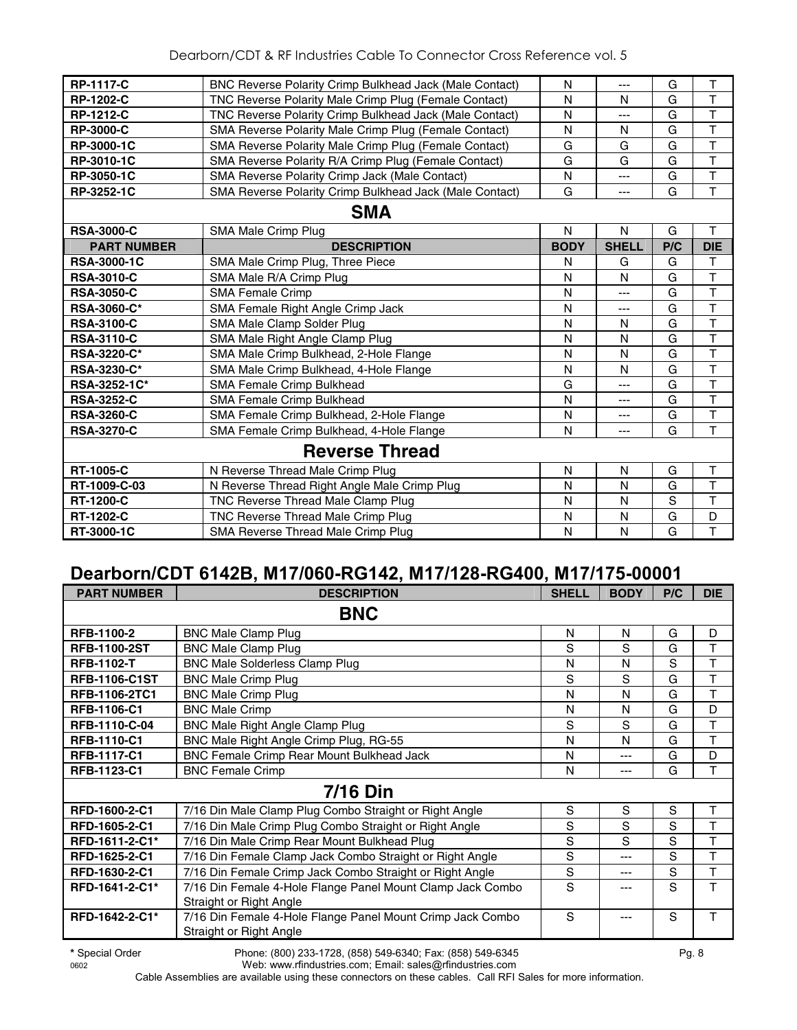| | | | | | |
|---|---|---|---|---|---|
| **RP-1117-C** | BNC Reverse Polarity Crimp Bulkhead Jack (Male Contact) | N | --- | G | T |
| **RP-1202-C** | TNC Reverse Polarity Male Crimp Plug (Female Contact) | N | N | G | T |
| **RP-1212-C** | TNC Reverse Polarity Crimp Bulkhead Jack (Male Contact) | N | --- | G | T |
| **RP-3000-C** | SMA Reverse Polarity Male Crimp Plug (Female Contact) | N | N | G | T |
| **RP-3000-1C** | SMA Reverse Polarity Male Crimp Plug (Female Contact) | G | G | G | T |
| **RP-3010-1C** | SMA Reverse Polarity R/A Crimp Plug (Female Contact) | G | G | G | T |
| **RP-3050-1C** | SMA Reverse Polarity Crimp Jack (Male Contact) | N | --- | G | T |
| **RP-3252-1C** | SMA Reverse Polarity Crimp Bulkhead Jack (Male Contact) | G | --- | G | T |
| | **SMA** | | | | |
| **RSA-3000-C** | SMA Male Crimp Plug | N | N | G | T |
| **PART NUMBER** | **DESCRIPTION** | **BODY** | **SHELL** | **P/C** | **DIE** |
| **RSA-3000-1C** | SMA Male Crimp Plug, Three Piece | N | G | G | T |
| **RSA-3010-C** | SMA Male R/A Crimp Plug | N | N | G | T |
| **RSA-3050-C** | SMA Female Crimp | N | --- | G | T |
| **RSA-3060-C*** | SMA Female Right Angle Crimp Jack | N | --- | G | T |
| **RSA-3100-C** | SMA Male Clamp Solder Plug | N | N | G | T |
| **RSA-3110-C** | SMA Male Right Angle Clamp Plug | N | N | G | T |
| **RSA-3220-C*** | SMA Male Crimp Bulkhead, 2-Hole Flange | N | N | G | T |
| **RSA-3230-C*** | SMA Male Crimp Bulkhead, 4-Hole Flange | N | N | G | T |
| **RSA-3252-1C*** | SMA Female Crimp Bulkhead | G | --- | G | T |
| **RSA-3252-C** | SMA Female Crimp Bulkhead | N | --- | G | T |
| **RSA-3260-C** | SMA Female Crimp Bulkhead, 2-Hole Flange | N | --- | G | T |
| **RSA-3270-C** | SMA Female Crimp Bulkhead, 4-Hole Flange | N | --- | G | T |
| | **Reverse Thread** | | | | |
| **RT-1005-C** | N Reverse Thread Male Crimp Plug | N | N | G | T |
| **RT-1009-C-03** | N Reverse Thread Right Angle Male Crimp Plug | N | N | G | T |
| **RT-1200-C** | TNC Reverse Thread Male Clamp Plug | N | N | S | T |
| **RT-1202-C** | TNC Reverse Thread Male Crimp Plug | N | N | G | D |
| **RT-3000-1C** | SMA Reverse Thread Male Crimp Plug | N | N | G | T |

## Dearborn/CDT 6142B, M17/060-RG142, M17/128-RG400, M17/175-00001

| PART NUMBER | DESCRIPTION | SHELL | BODY | P/C | DIE |
|---|---|---|---|---|---|
| | **BNC** | | | | |
| **RFB-1100-2** | BNC Male Clamp Plug | N | N | G | D |
| **RFB-1100-2ST** | BNC Male Clamp Plug | S | S | G | T |
| **RFB-1102-T** | BNC Male Solderless Clamp Plug | N | N | S | T |
| **RFB-1106-C1ST** | BNC Male Crimp Plug | S | S | G | T |
| **RFB-1106-2TC1** | BNC Male Crimp Plug | N | N | G | T |
| **RFB-1106-C1** | BNC Male Crimp | N | N | G | D |
| **RFB-1110-C-04** | BNC Male Right Angle Clamp Plug | S | S | G | T |
| **RFB-1110-C1** | BNC Male Right Angle Crimp Plug, RG-55 | N | N | G | T |
| **RFB-1117-C1** | BNC Female Crimp Rear Mount Bulkhead Jack | N | --- | G | D |
| **RFB-1123-C1** | BNC Female Crimp | N | --- | G | T |
| | **7/16 Din** | | | | |
| **RFD-1600-2-C1** | 7/16 Din Male Clamp Plug Combo Straight or Right Angle | S | S | S | T |
| **RFD-1605-2-C1** | 7/16 Din Male Crimp Plug Combo Straight or Right Angle | S | S | S | T |
| **RFD-1611-2-C1*** | 7/16 Din Male Crimp Rear Mount Bulkhead Plug | S | S | S | T |
| **RFD-1625-2-C1** | 7/16 Din Female Clamp Jack Combo Straight or Right Angle | S | --- | S | T |
| **RFD-1630-2-C1** | 7/16 Din Female Crimp Jack Combo Straight or Right Angle | S | --- | S | T |
| **RFD-1641-2-C1*** | 7/16 Din Female 4-Hole Flange Panel Mount Clamp Jack Combo Straight or Right Angle | S | --- | S | T |
| **RFD-1642-2-C1*** | 7/16 Din Female 4-Hole Flange Panel Mount Crimp Jack Combo Straight or Right Angle | S | --- | S | T |

**\*** Special Order    Phone: (800) 233-1728, (858) 549-6340; Fax: (858) 549-6345
Web: www.rfindustries.com; Email: sales@rfindustries.com
Cable Assemblies are available using these connectors on these cables. Call RFI Sales for more information.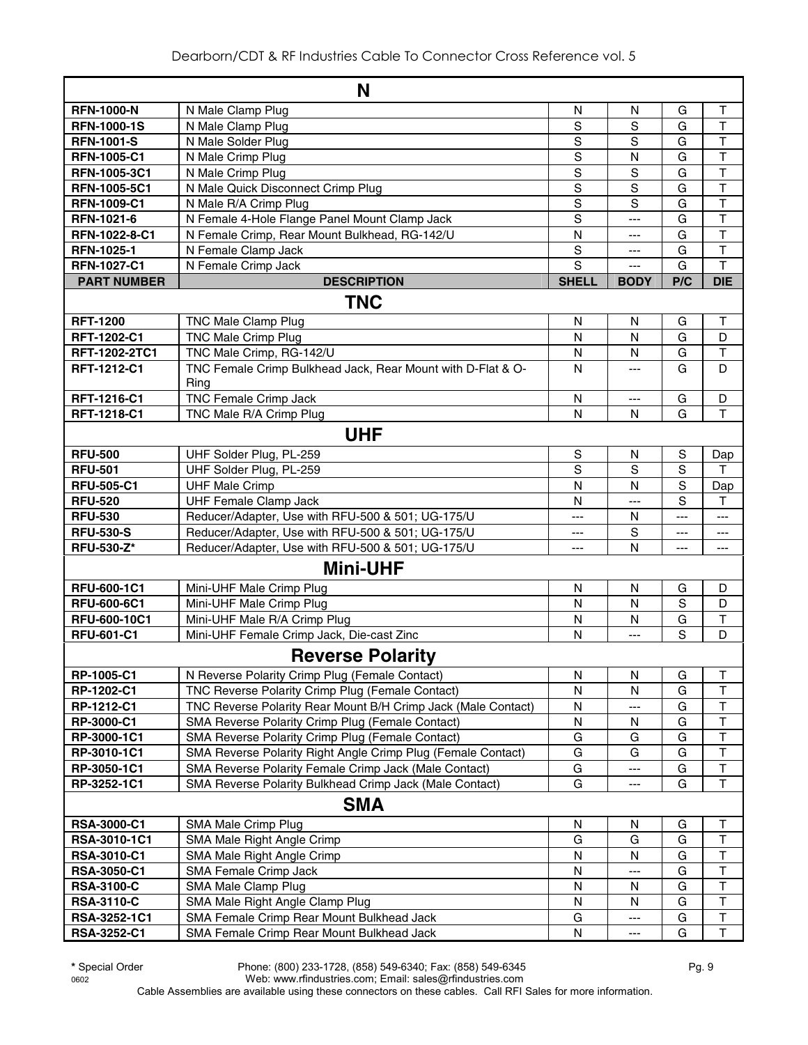| N | | | | | |
|---|---|---|---|---|---|
| **RFN-1000-N** | N Male Clamp Plug | N | N | G | T |
| **RFN-1000-1S** | N Male Clamp Plug | S | S | G | T |
| **RFN-1001-S** | N Male Solder Plug | S | S | G | T |
| **RFN-1005-C1** | N Male Crimp Plug | S | N | G | T |
| **RFN-1005-3C1** | N Male Crimp Plug | S | S | G | T |
| **RFN-1005-5C1** | N Male Quick Disconnect Crimp Plug | S | S | G | T |
| **RFN-1009-C1** | N Male R/A Crimp Plug | S | S | G | T |
| **RFN-1021-6** | N Female 4-Hole Flange Panel Mount Clamp Jack | S | --- | G | T |
| **RFN-1022-8-C1** | N Female Crimp, Rear Mount Bulkhead, RG-142/U | N | --- | G | T |
| **RFN-1025-1** | N Female Clamp Jack | S | --- | G | T |
| **RFN-1027-C1** | N Female Crimp Jack | S | --- | G | T |
| **PART NUMBER** | **DESCRIPTION** | **SHELL** | **BODY** | **P/C** | **DIE** |
| **TNC** | | | | | |
| **RFT-1200** | TNC Male Clamp Plug | N | N | G | T |
| **RFT-1202-C1** | TNC Male Crimp Plug | N | N | G | D |
| **RFT-1202-2TC1** | TNC Male Crimp, RG-142/U | N | N | G | T |
| **RFT-1212-C1** | TNC Female Crimp Bulkhead Jack, Rear Mount with D-Flat & O-Ring | N | --- | G | D |
| **RFT-1216-C1** | TNC Female Crimp Jack | N | --- | G | D |
| **RFT-1218-C1** | TNC Male R/A Crimp Plug | N | N | G | T |
| **UHF** | | | | | |
| **RFU-500** | UHF Solder Plug, PL-259 | S | N | S | Dap |
| **RFU-501** | UHF Solder Plug, PL-259 | S | S | S | T |
| **RFU-505-C1** | UHF Male Crimp | N | N | S | Dap |
| **RFU-520** | UHF Female Clamp Jack | N | --- | S | T |
| **RFU-530** | Reducer/Adapter, Use with RFU-500 & 501; UG-175/U | --- | N | --- | --- |
| **RFU-530-S** | Reducer/Adapter, Use with RFU-500 & 501; UG-175/U | --- | S | --- | --- |
| **RFU-530-Z*** | Reducer/Adapter, Use with RFU-500 & 501; UG-175/U | --- | N | --- | --- |
| **Mini-UHF** | | | | | |
| **RFU-600-1C1** | Mini-UHF Male Crimp Plug | N | N | G | D |
| **RFU-600-6C1** | Mini-UHF Male Crimp Plug | N | N | S | D |
| **RFU-600-10C1** | Mini-UHF Male R/A Crimp Plug | N | N | G | T |
| **RFU-601-C1** | Mini-UHF Female Crimp Jack, Die-cast Zinc | N | --- | S | D |
| **Reverse Polarity** | | | | | |
| **RP-1005-C1** | N Reverse Polarity Crimp Plug (Female Contact) | N | N | G | T |
| **RP-1202-C1** | TNC Reverse Polarity Crimp Plug (Female Contact) | N | N | G | T |
| **RP-1212-C1** | TNC Reverse Polarity Rear Mount B/H Crimp Jack (Male Contact) | N | --- | G | T |
| **RP-3000-C1** | SMA Reverse Polarity Crimp Plug (Female Contact) | N | N | G | T |
| **RP-3000-1C1** | SMA Reverse Polarity Crimp Plug (Female Contact) | G | G | G | T |
| **RP-3010-1C1** | SMA Reverse Polarity Right Angle Crimp Plug (Female Contact) | G | G | G | T |
| **RP-3050-1C1** | SMA Reverse Polarity Female Crimp Jack (Male Contact) | G | --- | G | T |
| **RP-3252-1C1** | SMA Reverse Polarity Bulkhead Crimp Jack (Male Contact) | G | --- | G | T |
| **SMA** | | | | | |
| **RSA-3000-C1** | SMA Male Crimp Plug | N | N | G | T |
| **RSA-3010-1C1** | SMA Male Right Angle Crimp | G | G | G | T |
| **RSA-3010-C1** | SMA Male Right Angle Crimp | N | N | G | T |
| **RSA-3050-C1** | SMA Female Crimp Jack | N | --- | G | T |
| **RSA-3100-C** | SMA Male Clamp Plug | N | N | G | T |
| **RSA-3110-C** | SMA Male Right Angle Clamp Plug | N | N | G | T |
| **RSA-3252-1C1** | SMA Female Crimp Rear Mount Bulkhead Jack | G | --- | G | T |
| **RSA-3252-C1** | SMA Female Crimp Rear Mount Bulkhead Jack | N | --- | G | T |

**\*** Special Order

Phone: (800) 233-1728, (858) 549-6340; Fax: (858) 549-6345
Web: www.rfindustries.com; Email: sales@rfindustries.com

Cable Assemblies are available using these connectors on these cables. Call RFI Sales for more information.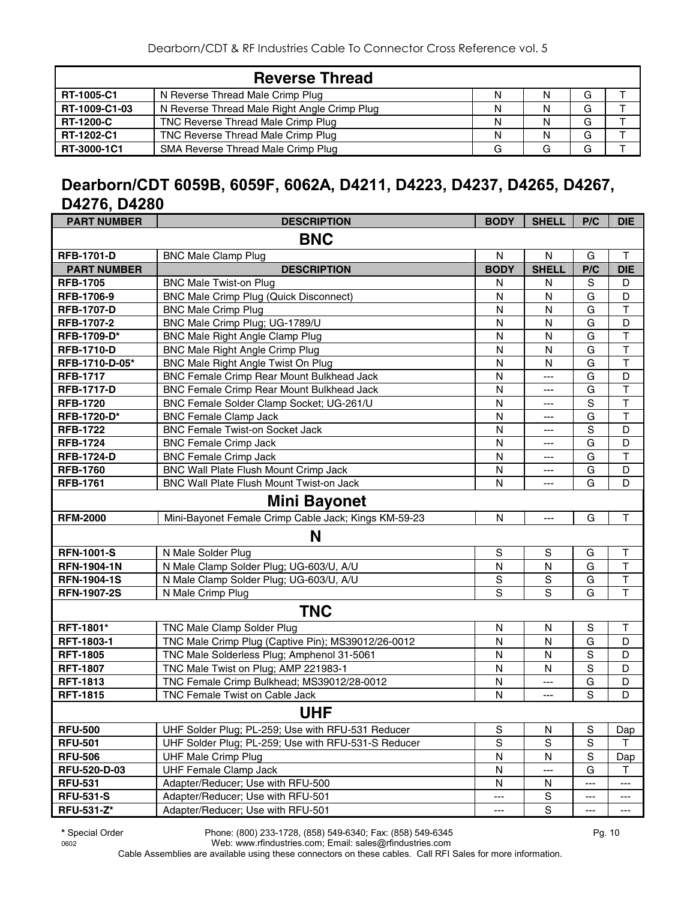| Reverse Thread | | | | | |
|---|---|---|---|---|---|
| **RT-1005-C1** | N Reverse Thread Male Crimp Plug | N | N | G | T |
| **RT-1009-C1-03** | N Reverse Thread Male Right Angle Crimp Plug | N | N | G | T |
| **RT-1200-C** | TNC Reverse Thread Male Crimp Plug | N | N | G | T |
| **RT-1202-C1** | TNC Reverse Thread Male Crimp Plug | N | N | G | T |
| **RT-3000-1C1** | SMA Reverse Thread Male Crimp Plug | G | G | G | T |

## Dearborn/CDT 6059B, 6059F, 6062A, D4211, D4223, D4237, D4265, D4267, D4276, D4280

| PART NUMBER | DESCRIPTION | BODY | SHELL | P/C | DIE |
|---|---|---|---|---|---|
| **BNC** | | | | | |
| **RFB-1701-D** | BNC Male Clamp Plug | N | N | G | T |
| **PART NUMBER** | **DESCRIPTION** | **BODY** | **SHELL** | **P/C** | **DIE** |
| **RFB-1705** | BNC Male Twist-on Plug | N | N | S | D |
| **RFB-1706-9** | BNC Male Crimp Plug (Quick Disconnect) | N | N | G | D |
| **RFB-1707-D** | BNC Male Crimp Plug | N | N | G | T |
| **RFB-1707-2** | BNC Male Crimp Plug; UG-1789/U | N | N | G | D |
| **RFB-1709-D*** | BNC Male Right Angle Clamp Plug | N | N | G | T |
| **RFB-1710-D** | BNC Male Right Angle Crimp Plug | N | N | G | T |
| **RFB-1710-D-05*** | BNC Male Right Angle Twist On Plug | N | N | G | T |
| **RFB-1717** | BNC Female Crimp Rear Mount Bulkhead Jack | N | --- | G | D |
| **RFB-1717-D** | BNC Female Crimp Rear Mount Bulkhead Jack | N | --- | G | T |
| **RFB-1720** | BNC Female Solder Clamp Socket; UG-261/U | N | --- | S | T |
| **RFB-1720-D*** | BNC Female Clamp Jack | N | --- | G | T |
| **RFB-1722** | BNC Female Twist-on Socket Jack | N | --- | S | D |
| **RFB-1724** | BNC Female Crimp Jack | N | --- | G | D |
| **RFB-1724-D** | BNC Female Crimp Jack | N | --- | G | T |
| **RFB-1760** | BNC Wall Plate Flush Mount Crimp Jack | N | --- | G | D |
| **RFB-1761** | BNC Wall Plate Flush Mount Twist-on Jack | N | --- | G | D |
| **Mini Bayonet** | | | | | |
| **RFM-2000** | Mini-Bayonet Female Crimp Cable Jack; Kings KM-59-23 | N | --- | G | T |
| **N** | | | | | |
| **RFN-1001-S** | N Male Solder Plug | S | S | G | T |
| **RFN-1904-1N** | N Male Clamp Solder Plug; UG-603/U, A/U | N | N | G | T |
| **RFN-1904-1S** | N Male Clamp Solder Plug; UG-603/U, A/U | S | S | G | T |
| **RFN-1907-2S** | N Male Crimp Plug | S | S | G | T |
| **TNC** | | | | | |
| **RFT-1801*** | TNC Male Clamp Solder Plug | N | N | S | T |
| **RFT-1803-1** | TNC Male Crimp Plug (Captive Pin); MS39012/26-0012 | N | N | G | D |
| **RFT-1805** | TNC Male Solderless Plug; Amphenol 31-5061 | N | N | S | D |
| **RFT-1807** | TNC Male Twist on Plug; AMP 221983-1 | N | N | S | D |
| **RFT-1813** | TNC Female Crimp Bulkhead; MS39012/28-0012 | N | --- | G | D |
| **RFT-1815** | TNC Female Twist on Cable Jack | N | --- | S | D |
| **UHF** | | | | | |
| **RFU-500** | UHF Solder Plug; PL-259; Use with RFU-531 Reducer | S | N | S | Dap |
| **RFU-501** | UHF Solder Plug; PL-259; Use with RFU-531-S Reducer | S | S | S | T |
| **RFU-506** | UHF Male Crimp Plug | N | N | S | Dap |
| **RFU-520-D-03** | UHF Female Clamp Jack | N | --- | G | T |
| **RFU-531** | Adapter/Reducer; Use with RFU-500 | N | N | --- | --- |
| **RFU-531-S** | Adapter/Reducer; Use with RFU-501 | --- | S | --- | --- |
| **RFU-531-Z*** | Adapter/Reducer; Use with RFU-501 | --- | S | --- | --- |

**\*** Special Order

Phone: (800) 233-1728, (858) 549-6340; Fax: (858) 549-6345
Web: www.rfindustries.com; Email: sales@rfindustries.com

Cable Assemblies are available using these connectors on these cables. Call RFI Sales for more information.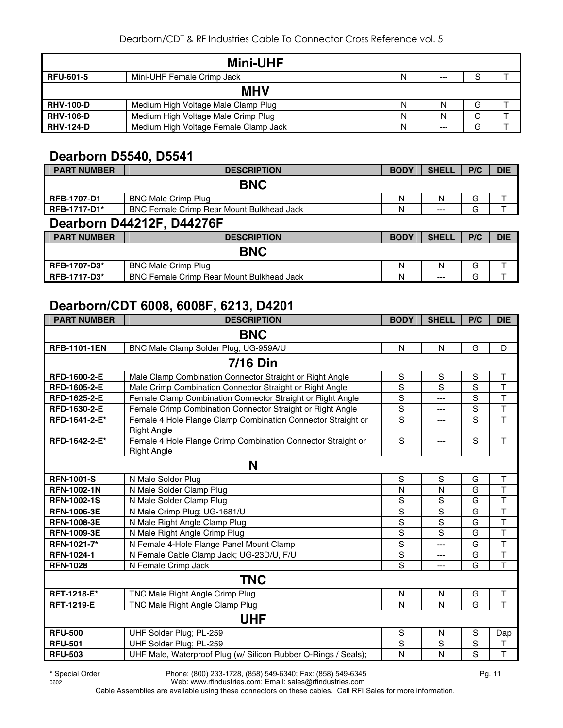| | Mini-UHF | | | | |
|---|---|---|---|---|---|
| **RFU-601-5** | Mini-UHF Female Crimp Jack | N | --- | S | T |
| | **MHV** | | | | |
| **RHV-100-D** | Medium High Voltage Male Clamp Plug | N | N | G | T |
| **RHV-106-D** | Medium High Voltage Male Crimp Plug | N | N | G | T |
| **RHV-124-D** | Medium High Voltage Female Clamp Jack | N | --- | G | T |

## Dearborn D5540, D5541

| PART NUMBER | DESCRIPTION | BODY | SHELL | P/C | DIE |
|---|---|---|---|---|---|
| | **BNC** | | | | |
| **RFB-1707-D1** | BNC Male Crimp Plug | N | N | G | T |
| **RFB-1717-D1*** | BNC Female Crimp Rear Mount Bulkhead Jack | N | --- | G | T |

## Dearborn D44212F, D44276F

| PART NUMBER | DESCRIPTION | BODY | SHELL | P/C | DIE |
|---|---|---|---|---|---|
| | **BNC** | | | | |
| **RFB-1707-D3*** | BNC Male Crimp Plug | N | N | G | T |
| **RFB-1717-D3*** | BNC Female Crimp Rear Mount Bulkhead Jack | N | --- | G | T |

## Dearborn/CDT 6008, 6008F, 6213, D4201

| PART NUMBER | DESCRIPTION | BODY | SHELL | P/C | DIE |
|---|---|---|---|---|---|
| | **BNC** | | | | |
| **RFB-1101-1EN** | BNC Male Clamp Solder Plug; UG-959A/U | N | N | G | D |
| | **7/16 Din** | | | | |
| **RFD-1600-2-E** | Male Clamp Combination Connector Straight or Right Angle | S | S | S | T |
| **RFD-1605-2-E** | Male Crimp Combination Connector Straight or Right Angle | S | S | S | T |
| **RFD-1625-2-E** | Female Clamp Combination Connector Straight or Right Angle | S | --- | S | T |
| **RFD-1630-2-E** | Female Crimp Combination Connector Straight or Right Angle | S | --- | S | T |
| **RFD-1641-2-E*** | Female 4 Hole Flange Clamp Combination Connector Straight or Right Angle | S | --- | S | T |
| **RFD-1642-2-E*** | Female 4 Hole Flange Crimp Combination Connector Straight or Right Angle | S | --- | S | T |
| | **N** | | | | |
| **RFN-1001-S** | N Male Solder Plug | S | S | G | T |
| **RFN-1002-1N** | N Male Solder Clamp Plug | N | N | G | T |
| **RFN-1002-1S** | N Male Solder Clamp Plug | S | S | G | T |
| **RFN-1006-3E** | N Male Crimp Plug; UG-1681/U | S | S | G | T |
| **RFN-1008-3E** | N Male Right Angle Clamp Plug | S | S | G | T |
| **RFN-1009-3E** | N Male Right Angle Crimp Plug | S | S | G | T |
| **RFN-1021-7*** | N Female 4-Hole Flange Panel Mount Clamp | S | --- | G | T |
| **RFN-1024-1** | N Female Cable Clamp Jack; UG-23D/U, F/U | S | --- | G | T |
| **RFN-1028** | N Female Crimp Jack | S | --- | G | T |
| | **TNC** | | | | |
| **RFT-1218-E*** | TNC Male Right Angle Crimp Plug | N | N | G | T |
| **RFT-1219-E** | TNC Male Right Angle Clamp Plug | N | N | G | T |
| | **UHF** | | | | |
| **RFU-500** | UHF Solder Plug; PL-259 | S | N | S | Dap |
| **RFU-501** | UHF Solder Plug; PL-259 | S | S | S | T |
| **RFU-503** | UHF Male, Waterproof Plug (w/ Silicon Rubber O-Rings / Seals); | N | N | S | T |

* Special Order

Phone: (800) 233-1728, (858) 549-6340; Fax: (858) 549-6345
Web: www.rfindustries.com; Email: sales@rfindustries.com

Cable Assemblies are available using these connectors on these cables. Call RFI Sales for more information.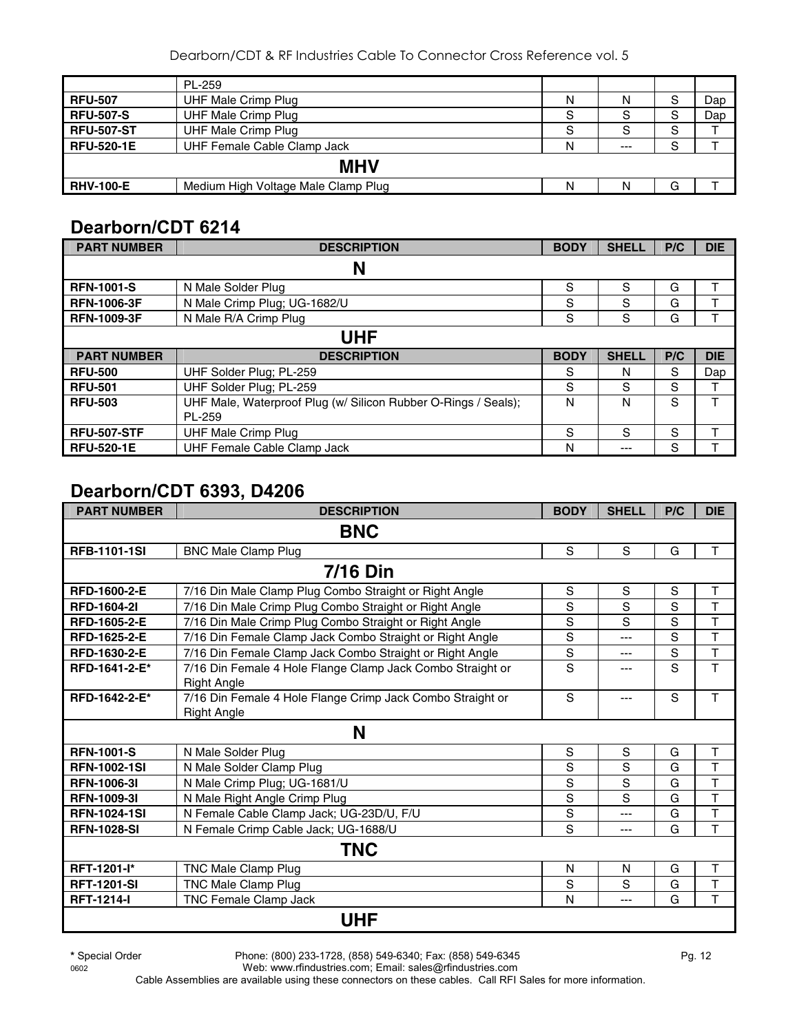| | PL-259 | | | | |
|---|---|---|---|---|---|
| **RFU-507** | UHF Male Crimp Plug | N | N | S | Dap |
| **RFU-507-S** | UHF Male Crimp Plug | S | S | S | Dap |
| **RFU-507-ST** | UHF Male Crimp Plug | S | S | S | T |
| **RFU-520-1E** | UHF Female Cable Clamp Jack | N | --- | S | T |
| | **MHV** | | | | |
| **RHV-100-E** | Medium High Voltage Male Clamp Plug | N | N | G | T |

## Dearborn/CDT 6214

| PART NUMBER | DESCRIPTION | BODY | SHELL | P/C | DIE |
|---|---|---|---|---|---|
| | **N** | | | | |
| **RFN-1001-S** | N Male Solder Plug | S | S | G | T |
| **RFN-1006-3F** | N Male Crimp Plug; UG-1682/U | S | S | G | T |
| **RFN-1009-3F** | N Male R/A Crimp Plug | S | S | G | T |
| | **UHF** | | | | |
| **PART NUMBER** | **DESCRIPTION** | **BODY** | **SHELL** | **P/C** | **DIE** |
| **RFU-500** | UHF Solder Plug; PL-259 | S | N | S | Dap |
| **RFU-501** | UHF Solder Plug; PL-259 | S | S | S | T |
| **RFU-503** | UHF Male, Waterproof Plug (w/ Silicon Rubber O-Rings / Seals); PL-259 | N | N | S | T |
| **RFU-507-STF** | UHF Male Crimp Plug | S | S | S | T |
| **RFU-520-1E** | UHF Female Cable Clamp Jack | N | --- | S | T |

## Dearborn/CDT 6393, D4206

| PART NUMBER | DESCRIPTION | BODY | SHELL | P/C | DIE |
|---|---|---|---|---|---|
| | **BNC** | | | | |
| **RFB-1101-1SI** | BNC Male Clamp Plug | S | S | G | T |
| | **7/16 Din** | | | | |
| **RFD-1600-2-E** | 7/16 Din Male Clamp Plug Combo Straight or Right Angle | S | S | S | T |
| **RFD-1604-2I** | 7/16 Din Male Crimp Plug Combo Straight or Right Angle | S | S | S | T |
| **RFD-1605-2-E** | 7/16 Din Male Crimp Plug Combo Straight or Right Angle | S | S | S | T |
| **RFD-1625-2-E** | 7/16 Din Female Clamp Jack Combo Straight or Right Angle | S | --- | S | T |
| **RFD-1630-2-E** | 7/16 Din Female Clamp Jack Combo Straight or Right Angle | S | --- | S | T |
| **RFD-1641-2-E*** | 7/16 Din Female 4 Hole Flange Clamp Jack Combo Straight or Right Angle | S | --- | S | T |
| **RFD-1642-2-E*** | 7/16 Din Female 4 Hole Flange Crimp Jack Combo Straight or Right Angle | S | --- | S | T |
| | **N** | | | | |
| **RFN-1001-S** | N Male Solder Plug | S | S | G | T |
| **RFN-1002-1SI** | N Male Solder Clamp Plug | S | S | G | T |
| **RFN-1006-3I** | N Male Crimp Plug; UG-1681/U | S | S | G | T |
| **RFN-1009-3I** | N Male Right Angle Crimp Plug | S | S | G | T |
| **RFN-1024-1SI** | N Female Cable Clamp Jack; UG-23D/U, F/U | S | --- | G | T |
| **RFN-1028-SI** | N Female Crimp Cable Jack; UG-1688/U | S | --- | G | T |
| | **TNC** | | | | |
| **RFT-1201-I*** | TNC Male Clamp Plug | N | N | G | T |
| **RFT-1201-SI** | TNC Male Clamp Plug | S | S | G | T |
| **RFT-1214-I** | TNC Female Clamp Jack | N | --- | G | T |
| | **UHF** | | | | |

**\*** Special Order Phone: (800) 233-1728, (858) 549-6340; Fax: (858) 549-6345
Web: www.rfindustries.com; Email: sales@rfindustries.com
Cable Assemblies are available using these connectors on these cables. Call RFI Sales for more information.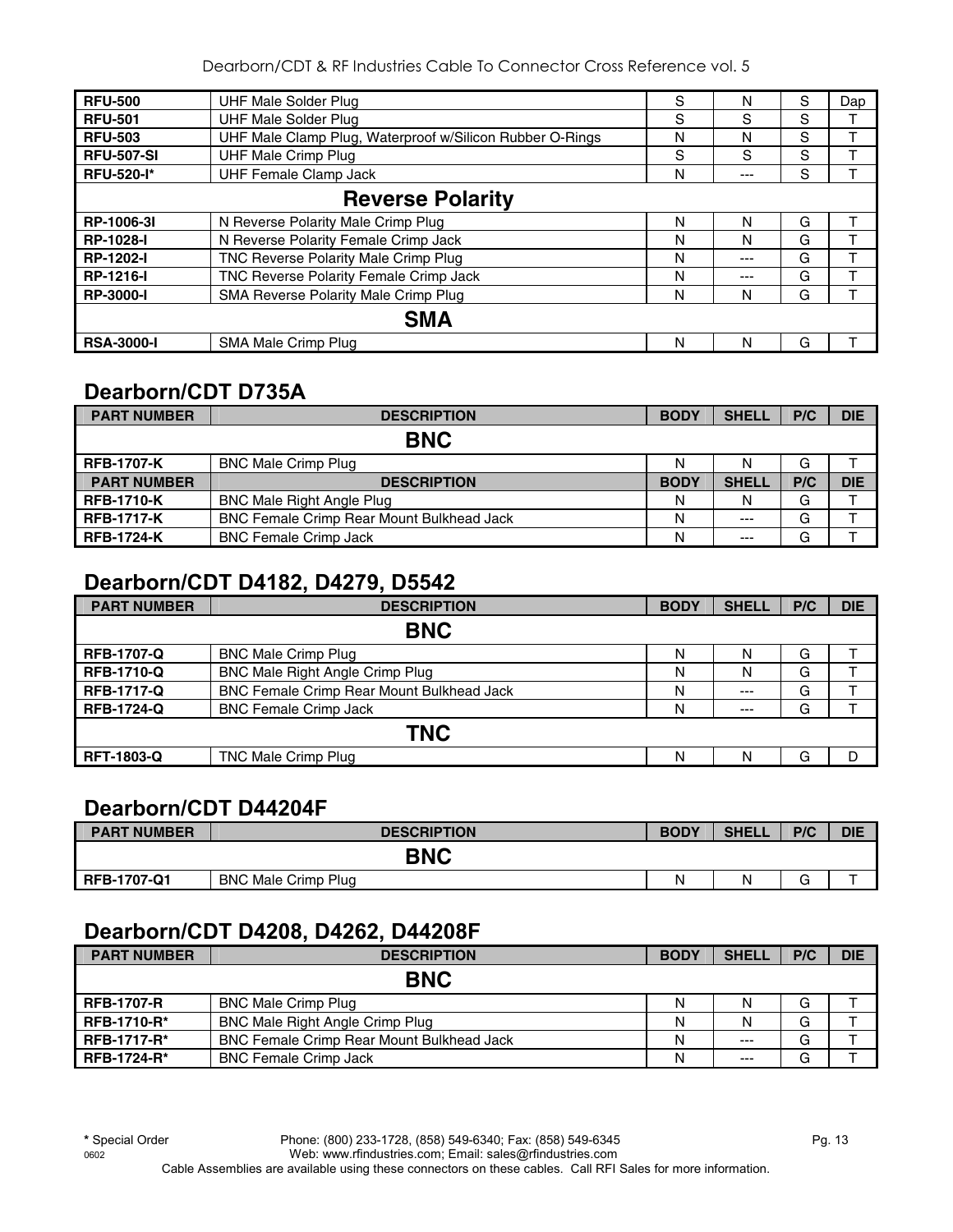| | | | | | |
|---|---|---|---|---|---|
| **RFU-500** | UHF Male Solder Plug | S | N | S | Dap |
| **RFU-501** | UHF Male Solder Plug | S | S | S | T |
| **RFU-503** | UHF Male Clamp Plug, Waterproof w/Silicon Rubber O-Rings | N | N | S | T |
| **RFU-507-SI** | UHF Male Crimp Plug | S | S | S | T |
| **RFU-520-I*** | UHF Female Clamp Jack | N | --- | S | T |
| **Reverse Polarity** | | | | | |
| **RP-1006-3I** | N Reverse Polarity Male Crimp Plug | N | N | G | T |
| **RP-1028-I** | N Reverse Polarity Female Crimp Jack | N | N | G | T |
| **RP-1202-I** | TNC Reverse Polarity Male Crimp Plug | N | --- | G | T |
| **RP-1216-I** | TNC Reverse Polarity Female Crimp Jack | N | --- | G | T |
| **RP-3000-I** | SMA Reverse Polarity Male Crimp Plug | N | N | G | T |
| **SMA** | | | | | |
| **RSA-3000-I** | SMA Male Crimp Plug | N | N | G | T |

## Dearborn/CDT D735A

| PART NUMBER | DESCRIPTION | BODY | SHELL | P/C | DIE |
|---|---|---|---|---|---|
| **BNC** | | | | | |
| **RFB-1707-K** | BNC Male Crimp Plug | N | N | G | T |
| **PART NUMBER** | **DESCRIPTION** | **BODY** | **SHELL** | **P/C** | **DIE** |
| **RFB-1710-K** | BNC Male Right Angle Plug | N | N | G | T |
| **RFB-1717-K** | BNC Female Crimp Rear Mount Bulkhead Jack | N | --- | G | T |
| **RFB-1724-K** | BNC Female Crimp Jack | N | --- | G | T |

## Dearborn/CDT D4182, D4279, D5542

| PART NUMBER | DESCRIPTION | BODY | SHELL | P/C | DIE |
|---|---|---|---|---|---|
| **BNC** | | | | | |
| **RFB-1707-Q** | BNC Male Crimp Plug | N | N | G | T |
| **RFB-1710-Q** | BNC Male Right Angle Crimp Plug | N | N | G | T |
| **RFB-1717-Q** | BNC Female Crimp Rear Mount Bulkhead Jack | N | --- | G | T |
| **RFB-1724-Q** | BNC Female Crimp Jack | N | --- | G | T |
| **TNC** | | | | | |
| **RFT-1803-Q** | TNC Male Crimp Plug | N | N | G | D |

## Dearborn/CDT D44204F

| PART NUMBER | DESCRIPTION | BODY | SHELL | P/C | DIE |
|---|---|---|---|---|---|
| **BNC** | | | | | |
| **RFB-1707-Q1** | BNC Male Crimp Plug | N | N | G | T |

## Dearborn/CDT D4208, D4262, D44208F

| PART NUMBER | DESCRIPTION | BODY | SHELL | P/C | DIE |
|---|---|---|---|---|---|
| **BNC** | | | | | |
| **RFB-1707-R** | BNC Male Crimp Plug | N | N | G | T |
| **RFB-1710-R*** | BNC Male Right Angle Crimp Plug | N | N | G | T |
| **RFB-1717-R*** | BNC Female Crimp Rear Mount Bulkhead Jack | N | --- | G | T |
| **RFB-1724-R*** | BNC Female Crimp Jack | N | --- | G | T |

**\*** Special Order Phone: (800) 233-1728, (858) 549-6340; Fax: (858) 549-6345
0602 Web: www.rfindustries.com; Email: sales@rfindustries.com
Cable Assemblies are available using these connectors on these cables. Call RFI Sales for more information.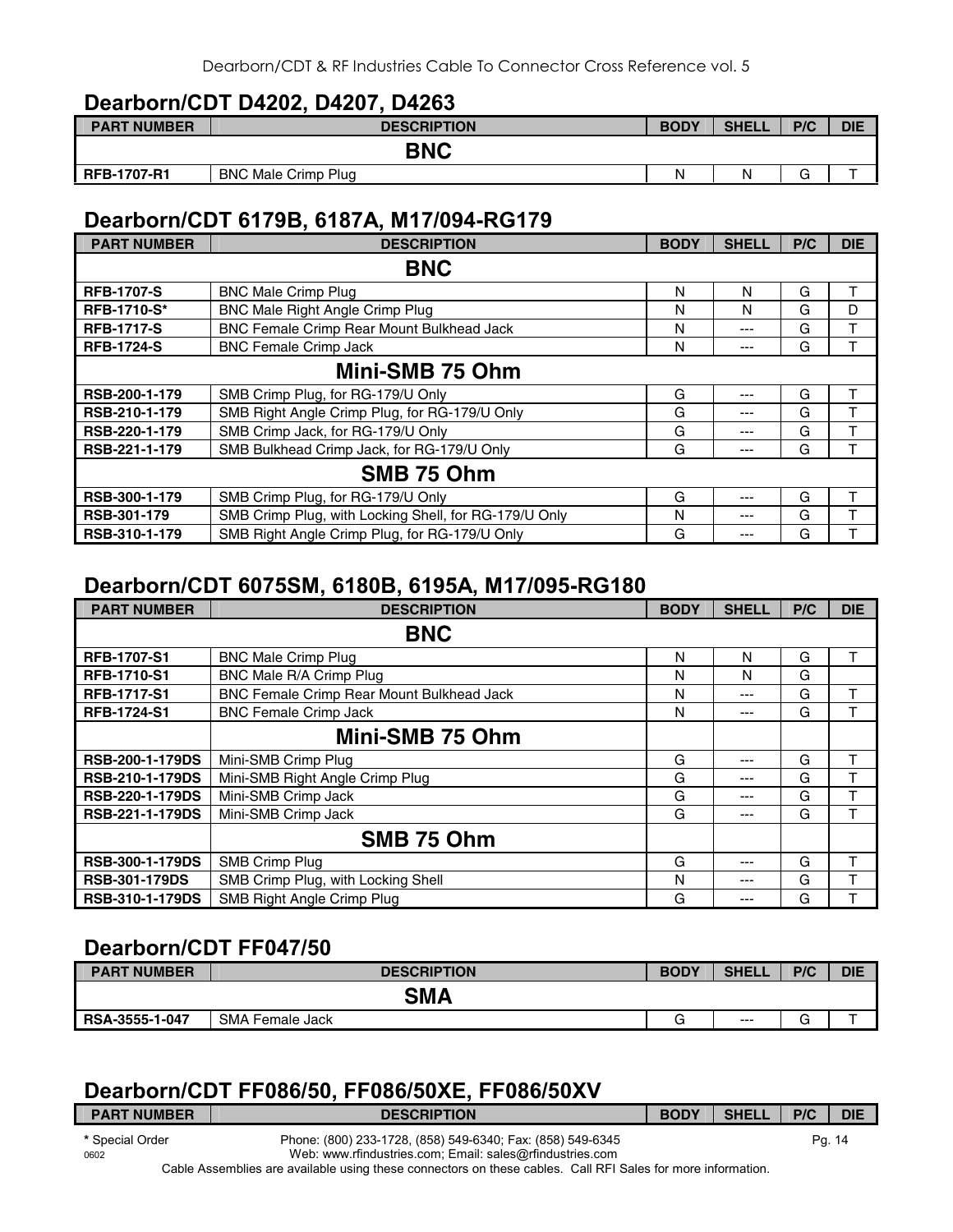## Dearborn/CDT D4202, D4207, D4263

| PART NUMBER | DESCRIPTION | BODY | SHELL | P/C | DIE |
|---|---|---|---|---|---|
| | **BNC** | | | | |
| RFB-1707-R1 | BNC Male Crimp Plug | N | N | G | T |

## Dearborn/CDT 6179B, 6187A, M17/094-RG179

| PART NUMBER | DESCRIPTION | BODY | SHELL | P/C | DIE |
|---|---|---|---|---|---|
| | **BNC** | | | | |
| RFB-1707-S | BNC Male Crimp Plug | N | N | G | T |
| RFB-1710-S* | BNC Male Right Angle Crimp Plug | N | N | G | D |
| RFB-1717-S | BNC Female Crimp Rear Mount Bulkhead Jack | N | --- | G | T |
| RFB-1724-S | BNC Female Crimp Jack | N | --- | G | T |
| | **Mini-SMB 75 Ohm** | | | | |
| RSB-200-1-179 | SMB Crimp Plug, for RG-179/U Only | G | --- | G | T |
| RSB-210-1-179 | SMB Right Angle Crimp Plug, for RG-179/U Only | G | --- | G | T |
| RSB-220-1-179 | SMB Crimp Jack, for RG-179/U Only | G | --- | G | T |
| RSB-221-1-179 | SMB Bulkhead Crimp Jack, for RG-179/U Only | G | --- | G | T |
| | **SMB 75 Ohm** | | | | |
| RSB-300-1-179 | SMB Crimp Plug, for RG-179/U Only | G | --- | G | T |
| RSB-301-179 | SMB Crimp Plug, with Locking Shell, for RG-179/U Only | N | --- | G | T |
| RSB-310-1-179 | SMB Right Angle Crimp Plug, for RG-179/U Only | G | --- | G | T |

## Dearborn/CDT 6075SM, 6180B, 6195A, M17/095-RG180

| PART NUMBER | DESCRIPTION | BODY | SHELL | P/C | DIE |
|---|---|---|---|---|---|
| | **BNC** | | | | |
| RFB-1707-S1 | BNC Male Crimp Plug | N | N | G | T |
| RFB-1710-S1 | BNC Male R/A Crimp Plug | N | N | G | |
| RFB-1717-S1 | BNC Female Crimp Rear Mount Bulkhead Jack | N | --- | G | T |
| RFB-1724-S1 | BNC Female Crimp Jack | N | --- | G | T |
| | **Mini-SMB 75 Ohm** | | | | |
| RSB-200-1-179DS | Mini-SMB Crimp Plug | G | --- | G | T |
| RSB-210-1-179DS | Mini-SMB Right Angle Crimp Plug | G | --- | G | T |
| RSB-220-1-179DS | Mini-SMB Crimp Jack | G | --- | G | T |
| RSB-221-1-179DS | Mini-SMB Crimp Jack | G | --- | G | T |
| | **SMB 75 Ohm** | | | | |
| RSB-300-1-179DS | SMB Crimp Plug | G | --- | G | T |
| RSB-301-179DS | SMB Crimp Plug, with Locking Shell | N | --- | G | T |
| RSB-310-1-179DS | SMB Right Angle Crimp Plug | G | --- | G | T |

## Dearborn/CDT FF047/50

| PART NUMBER | DESCRIPTION | BODY | SHELL | P/C | DIE |
|---|---|---|---|---|---|
| | **SMA** | | | | |
| RSA-3555-1-047 | SMA Female Jack | G | --- | G | T |

## Dearborn/CDT FF086/50, FF086/50XE, FF086/50XV

| PART NUMBER | DESCRIPTION | BODY | SHELL | P/C | DIE |
|---|---|---|---|---|---|

* Special Order

Phone: (800) 233-1728, (858) 549-6340; Fax: (858) 549-6345
Web: www.rfindustries.com; Email: sales@rfindustries.com
Cable Assemblies are available using these connectors on these cables. Call RFI Sales for more information.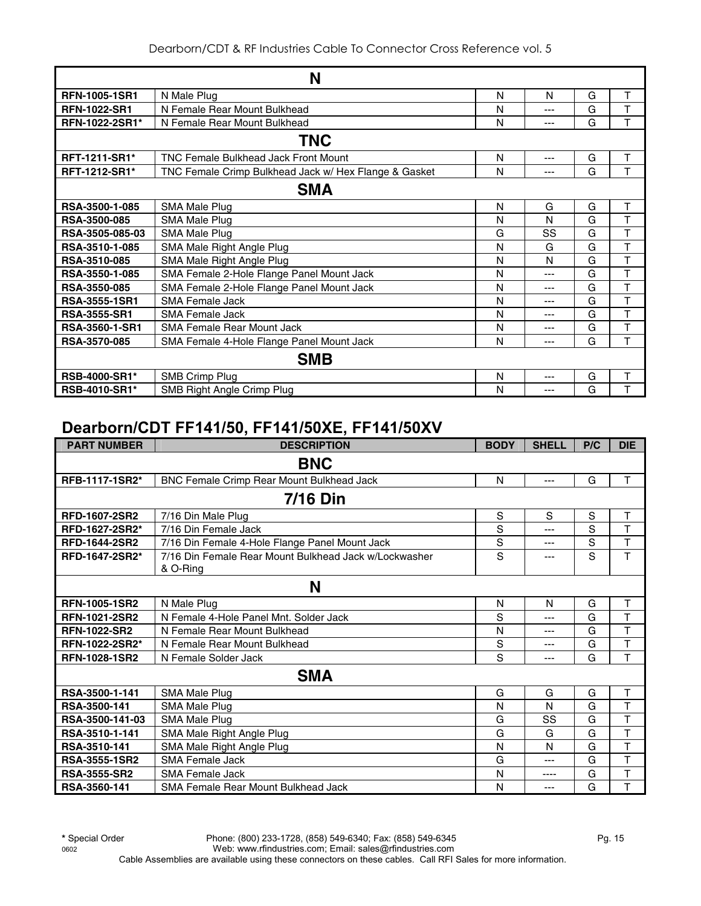| | | | | | |
|---|---|---|---|---|---|
| **N** | | | | | |
| **RFN-1005-1SR1** | N Male Plug | N | N | G | T |
| **RFN-1022-SR1** | N Female Rear Mount Bulkhead | N | --- | G | T |
| **RFN-1022-2SR1*** | N Female Rear Mount Bulkhead | N | --- | G | T |
| **TNC** | | | | | |
| **RFT-1211-SR1*** | TNC Female Bulkhead Jack Front Mount | N | --- | G | T |
| **RFT-1212-SR1*** | TNC Female Crimp Bulkhead Jack w/ Hex Flange & Gasket | N | --- | G | T |
| **SMA** | | | | | |
| **RSA-3500-1-085** | SMA Male Plug | N | G | G | T |
| **RSA-3500-085** | SMA Male Plug | N | N | G | T |
| **RSA-3505-085-03** | SMA Male Plug | G | SS | G | T |
| **RSA-3510-1-085** | SMA Male Right Angle Plug | N | G | G | T |
| **RSA-3510-085** | SMA Male Right Angle Plug | N | N | G | T |
| **RSA-3550-1-085** | SMA Female 2-Hole Flange Panel Mount Jack | N | --- | G | T |
| **RSA-3550-085** | SMA Female 2-Hole Flange Panel Mount Jack | N | --- | G | T |
| **RSA-3555-1SR1** | SMA Female Jack | N | --- | G | T |
| **RSA-3555-SR1** | SMA Female Jack | N | --- | G | T |
| **RSA-3560-1-SR1** | SMA Female Rear Mount Jack | N | --- | G | T |
| **RSA-3570-085** | SMA Female 4-Hole Flange Panel Mount Jack | N | --- | G | T |
| **SMB** | | | | | |
| **RSB-4000-SR1*** | SMB Crimp Plug | N | --- | G | T |
| **RSB-4010-SR1*** | SMB Right Angle Crimp Plug | N | --- | G | T |

## Dearborn/CDT FF141/50, FF141/50XE, FF141/50XV

| PART NUMBER | DESCRIPTION | BODY | SHELL | P/C | DIE |
|---|---|---|---|---|---|
| **BNC** | | | | | |
| **RFB-1117-1SR2*** | BNC Female Crimp Rear Mount Bulkhead Jack | N | --- | G | T |
| **7/16 Din** | | | | | |
| **RFD-1607-2SR2** | 7/16 Din Male Plug | S | S | S | T |
| **RFD-1627-2SR2*** | 7/16 Din Female Jack | S | --- | S | T |
| **RFD-1644-2SR2** | 7/16 Din Female 4-Hole Flange Panel Mount Jack | S | --- | S | T |
| **RFD-1647-2SR2*** | 7/16 Din Female Rear Mount Bulkhead Jack w/Lockwasher & O-Ring | S | --- | S | T |
| **N** | | | | | |
| **RFN-1005-1SR2** | N Male Plug | N | N | G | T |
| **RFN-1021-2SR2** | N Female 4-Hole Panel Mnt. Solder Jack | S | --- | G | T |
| **RFN-1022-SR2** | N Female Rear Mount Bulkhead | N | --- | G | T |
| **RFN-1022-2SR2*** | N Female Rear Mount Bulkhead | S | --- | G | T |
| **RFN-1028-1SR2** | N Female Solder Jack | S | --- | G | T |
| **SMA** | | | | | |
| **RSA-3500-1-141** | SMA Male Plug | G | G | G | T |
| **RSA-3500-141** | SMA Male Plug | N | N | G | T |
| **RSA-3500-141-03** | SMA Male Plug | G | SS | G | T |
| **RSA-3510-1-141** | SMA Male Right Angle Plug | G | G | G | T |
| **RSA-3510-141** | SMA Male Right Angle Plug | N | N | G | T |
| **RSA-3555-1SR2** | SMA Female Jack | G | --- | G | T |
| **RSA-3555-SR2** | SMA Female Jack | N | ---- | G | T |
| **RSA-3560-141** | SMA Female Rear Mount Bulkhead Jack | N | --- | G | T |

**\*** Special Order    Phone: (800) 233-1728, (858) 549-6340; Fax: (858) 549-6345
Web: www.rfindustries.com; Email: sales@rfindustries.com
Cable Assemblies are available using these connectors on these cables. Call RFI Sales for more information.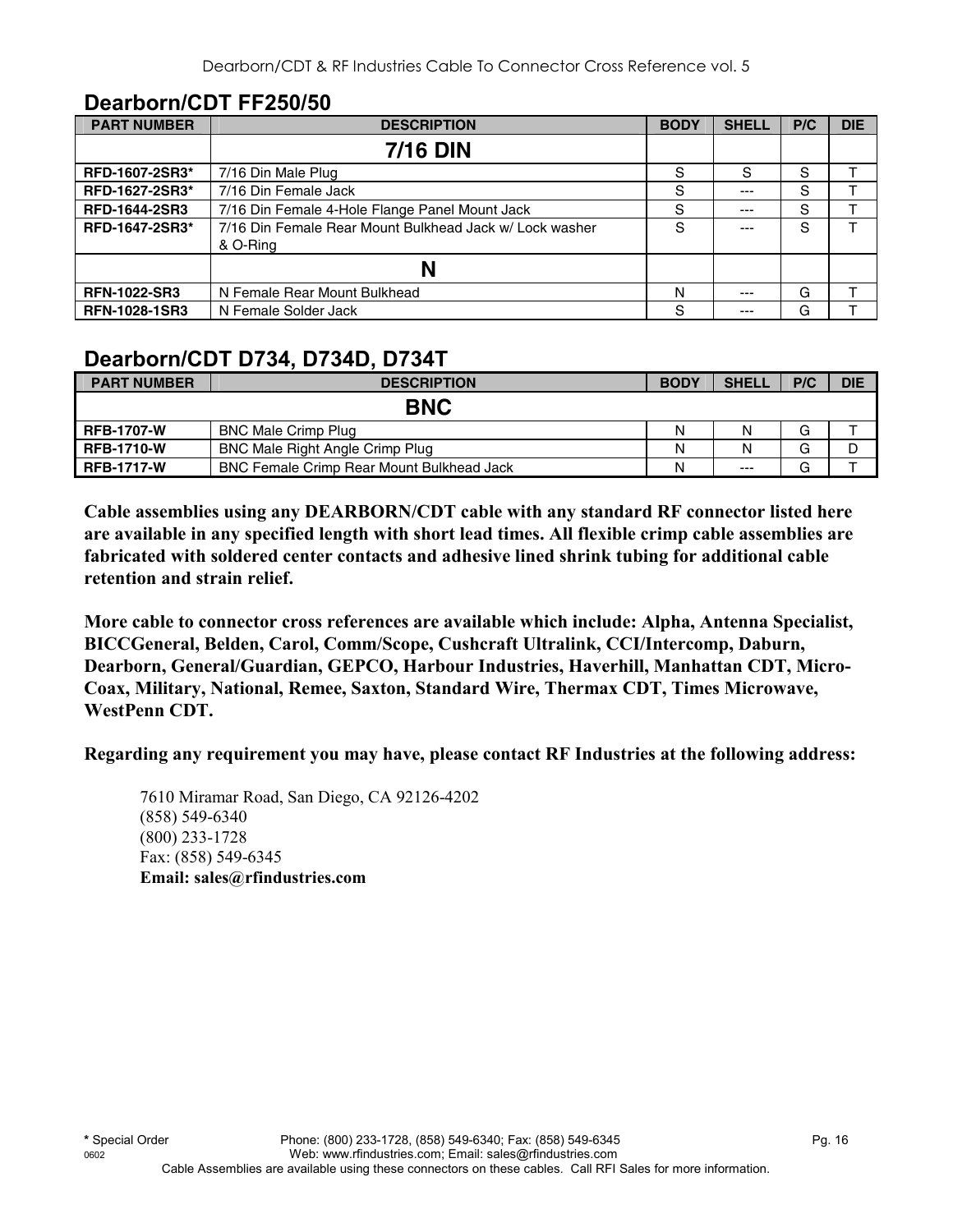## Dearborn/CDT FF250/50

| PART NUMBER | DESCRIPTION | BODY | SHELL | P/C | DIE |
|---|---|---|---|---|---|
| | **7/16 DIN** | | | | |
| RFD-1607-2SR3* | 7/16 Din Male Plug | S | S | S | T |
| RFD-1627-2SR3* | 7/16 Din Female Jack | S | --- | S | T |
| RFD-1644-2SR3 | 7/16 Din Female 4-Hole Flange Panel Mount Jack | S | --- | S | T |
| RFD-1647-2SR3* | 7/16 Din Female Rear Mount Bulkhead Jack w/ Lock washer & O-Ring | S | --- | S | T |
| | **N** | | | | |
| RFN-1022-SR3 | N Female Rear Mount Bulkhead | N | --- | G | T |
| RFN-1028-1SR3 | N Female Solder Jack | S | --- | G | T |

## Dearborn/CDT D734, D734D, D734T

| PART NUMBER | DESCRIPTION | BODY | SHELL | P/C | DIE |
|---|---|---|---|---|---|
| | **BNC** | | | | |
| RFB-1707-W | BNC Male Crimp Plug | N | N | G | T |
| RFB-1710-W | BNC Male Right Angle Crimp Plug | N | N | G | D |
| RFB-1717-W | BNC Female Crimp Rear Mount Bulkhead Jack | N | --- | G | T |

**Cable assemblies using any DEARBORN/CDT cable with any standard RF connector listed here are available in any specified length with short lead times. All flexible crimp cable assemblies are fabricated with soldered center contacts and adhesive lined shrink tubing for additional cable retention and strain relief.**

**More cable to connector cross references are available which include: Alpha, Antenna Specialist, BICCGeneral, Belden, Carol, Comm/Scope, Cushcraft Ultralink, CCI/Intercomp, Daburn, Dearborn, General/Guardian, GEPCO, Harbour Industries, Haverhill, Manhattan CDT, Micro-Coax, Military, National, Remee, Saxton, Standard Wire, Thermax CDT, Times Microwave, WestPenn CDT.**

**Regarding any requirement you may have, please contact RF Industries at the following address:**

7610 Miramar Road, San Diego, CA 92126-4202
(858) 549-6340
(800) 233-1728
Fax: (858) 549-6345
**Email: sales@rfindustries.com**

* Special Order

Cable Assemblies are available using these connectors on these cables. Call RFI Sales for more information.